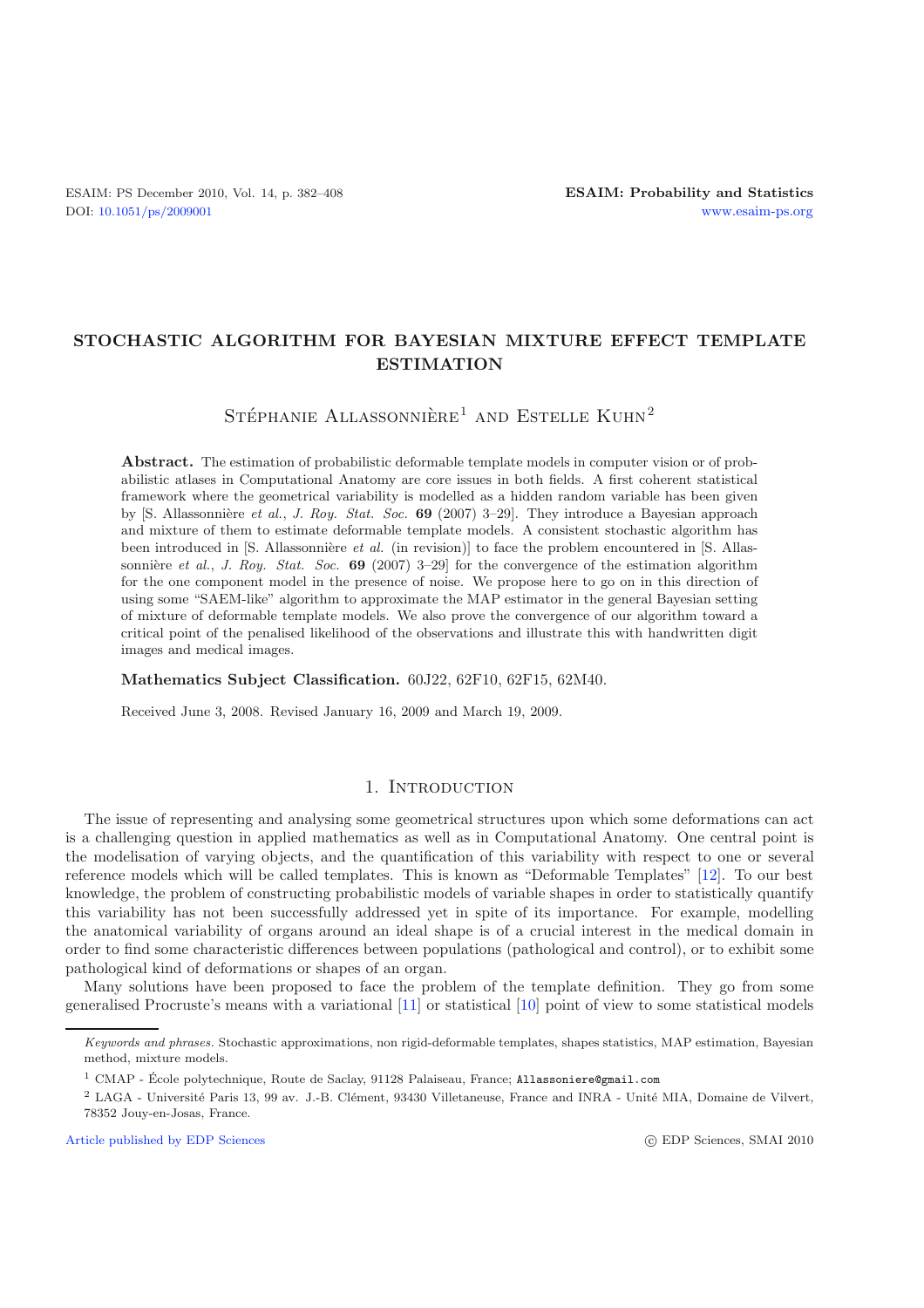# STOCHASTIC ALGORITHM FOR BAYESIAN MIXTURE EFFECT TEMPLATE ESTIMATION

Stéphanie Allassonnière[1] and Estelle Kuhn[2]

**Abstract.** The estimation of probabilistic deformable template models in computer vision or of probabilistic atlases in Computational Anatomy are core issues in both fields. A first coherent statistical framework where the geometrical variability is modelled as a hidden random variable has been given by [S. Allassonnière *et al.*, *J. Roy. Stat. Soc.* **69** (2007) 3–29]. They introduce a Bayesian approach and mixture of them to estimate deformable template models. A consistent stochastic algorithm has been introduced in [S. Allassonnière *et al.* (in revision)] to face the problem encountered in [S. Allassonnière *et al.*, *J. Roy. Stat. Soc.* **69** (2007) 3–29] for the convergence of the estimation algorithm for the one component model in the presence of noise. We propose here to go on in this direction of using some "SAEM-like" algorithm to approximate the MAP estimator in the general Bayesian setting of mixture of deformable template models. We also prove the convergence of our algorithm toward a critical point of the penalised likelihood of the observations and illustrate this with handwritten digit images and medical images.

**Mathematics Subject Classification.** 60J22, 62F10, 62F15, 62M40.

Received June 3, 2008. Revised January 16, 2009 and March 19, 2009.

## 1. Introduction

The issue of representing and analysing some geometrical structures upon which some deformations can act is a challenging question in applied mathematics as well as in Computational Anatomy. One central point is the modelisation of varying objects, and the quantification of this variability with respect to one or several reference models which will be called templates. This is known as "Deformable Templates" [12]. To our best knowledge, the problem of constructing probabilistic models of variable shapes in order to statistically quantify this variability has not been successfully addressed yet in spite of its importance. For example, modelling the anatomical variability of organs around an ideal shape is of a crucial interest in the medical domain in order to find some characteristic differences between populations (pathological and control), or to exhibit some pathological kind of deformations or shapes of an organ.

Many solutions have been proposed to face the problem of the template definition. They go from some generalised Procruste's means with a variational [11] or statistical [10] point of view to some statistical models

*Keywords and phrases.* Stochastic approximations, non rigid-deformable templates, shapes statistics, MAP estimation, Bayesian method, mixture models.

[1] CMAP - École polytechnique, Route de Saclay, 91128 Palaiseau, France; Allassoniere@gmail.com

[2] LAGA - Université Paris 13, 99 av. J.-B. Clément, 93430 Villetaneuse, France and INRA - Unité MIA, Domaine de Vilvert, 78352 Jouy-en-Josas, France.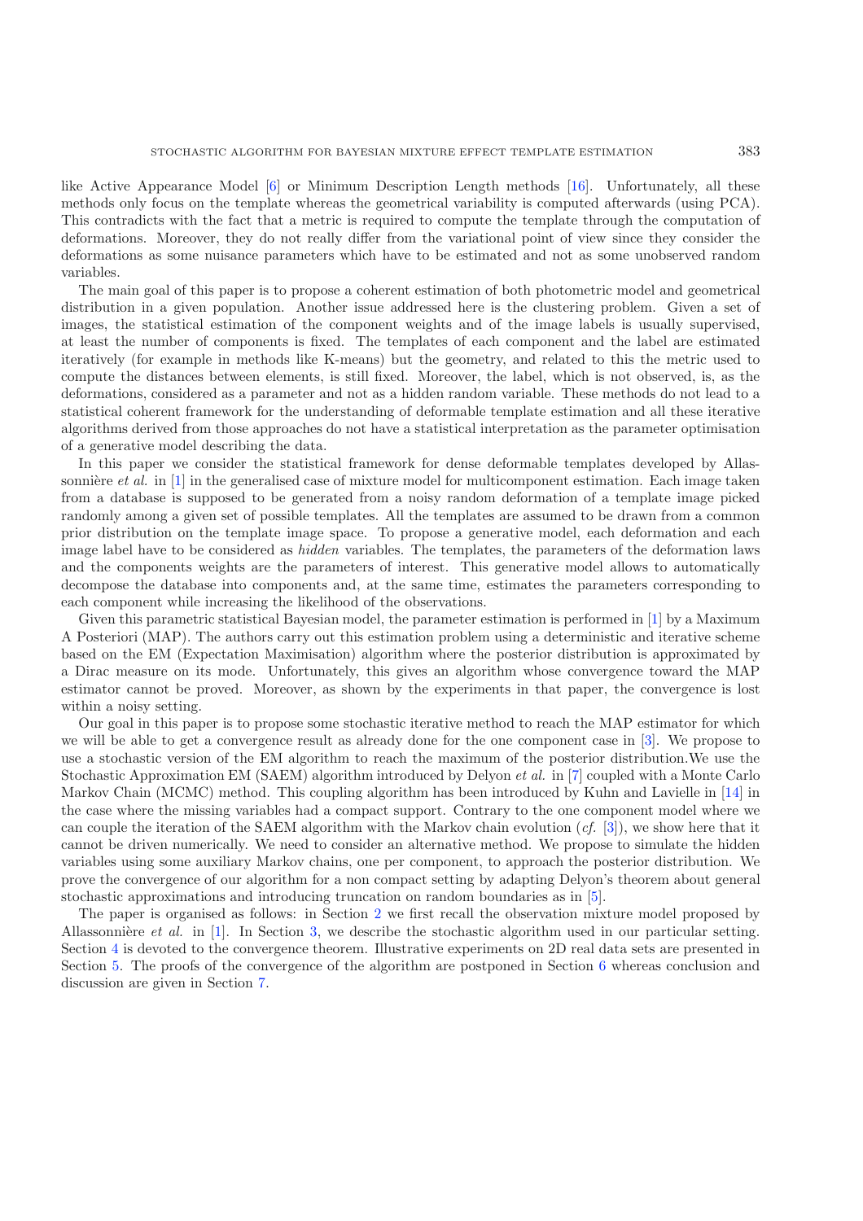like Active Appearance Model [6] or Minimum Description Length methods [16]. Unfortunately, all these methods only focus on the template whereas the geometrical variability is computed afterwards (using PCA). This contradicts with the fact that a metric is required to compute the template through the computation of deformations. Moreover, they do not really differ from the variational point of view since they consider the deformations as some nuisance parameters which have to be estimated and not as some unobserved random variables.

The main goal of this paper is to propose a coherent estimation of both photometric model and geometrical distribution in a given population. Another issue addressed here is the clustering problem. Given a set of images, the statistical estimation of the component weights and of the image labels is usually supervised, at least the number of components is fixed. The templates of each component and the label are estimated iteratively (for example in methods like K-means) but the geometry, and related to this the metric used to compute the distances between elements, is still fixed. Moreover, the label, which is not observed, is, as the deformations, considered as a parameter and not as a hidden random variable. These methods do not lead to a statistical coherent framework for the understanding of deformable template estimation and all these iterative algorithms derived from those approaches do not have a statistical interpretation as the parameter optimisation of a generative model describing the data.

In this paper we consider the statistical framework for dense deformable templates developed by Allassonnière *et al.* in [1] in the generalised case of mixture model for multicomponent estimation. Each image taken from a database is supposed to be generated from a noisy random deformation of a template image picked randomly among a given set of possible templates. All the templates are assumed to be drawn from a common prior distribution on the template image space. To propose a generative model, each deformation and each image label have to be considered as *hidden* variables. The templates, the parameters of the deformation laws and the components weights are the parameters of interest. This generative model allows to automatically decompose the database into components and, at the same time, estimates the parameters corresponding to each component while increasing the likelihood of the observations.

Given this parametric statistical Bayesian model, the parameter estimation is performed in [1] by a Maximum A Posteriori (MAP). The authors carry out this estimation problem using a deterministic and iterative scheme based on the EM (Expectation Maximisation) algorithm where the posterior distribution is approximated by a Dirac measure on its mode. Unfortunately, this gives an algorithm whose convergence toward the MAP estimator cannot be proved. Moreover, as shown by the experiments in that paper, the convergence is lost within a noisy setting.

Our goal in this paper is to propose some stochastic iterative method to reach the MAP estimator for which we will be able to get a convergence result as already done for the one component case in [3]. We propose to use a stochastic version of the EM algorithm to reach the maximum of the posterior distribution.We use the Stochastic Approximation EM (SAEM) algorithm introduced by Delyon *et al.* in [7] coupled with a Monte Carlo Markov Chain (MCMC) method. This coupling algorithm has been introduced by Kuhn and Lavielle in [14] in the case where the missing variables had a compact support. Contrary to the one component model where we can couple the iteration of the SAEM algorithm with the Markov chain evolution (*cf.* [3]), we show here that it cannot be driven numerically. We need to consider an alternative method. We propose to simulate the hidden variables using some auxiliary Markov chains, one per component, to approach the posterior distribution. We prove the convergence of our algorithm for a non compact setting by adapting Delyon's theorem about general stochastic approximations and introducing truncation on random boundaries as in [5].

The paper is organised as follows: in Section 2 we first recall the observation mixture model proposed by Allassonnière *et al.* in [1]. In Section 3, we describe the stochastic algorithm used in our particular setting. Section 4 is devoted to the convergence theorem. Illustrative experiments on 2D real data sets are presented in Section 5. The proofs of the convergence of the algorithm are postponed in Section 6 whereas conclusion and discussion are given in Section 7.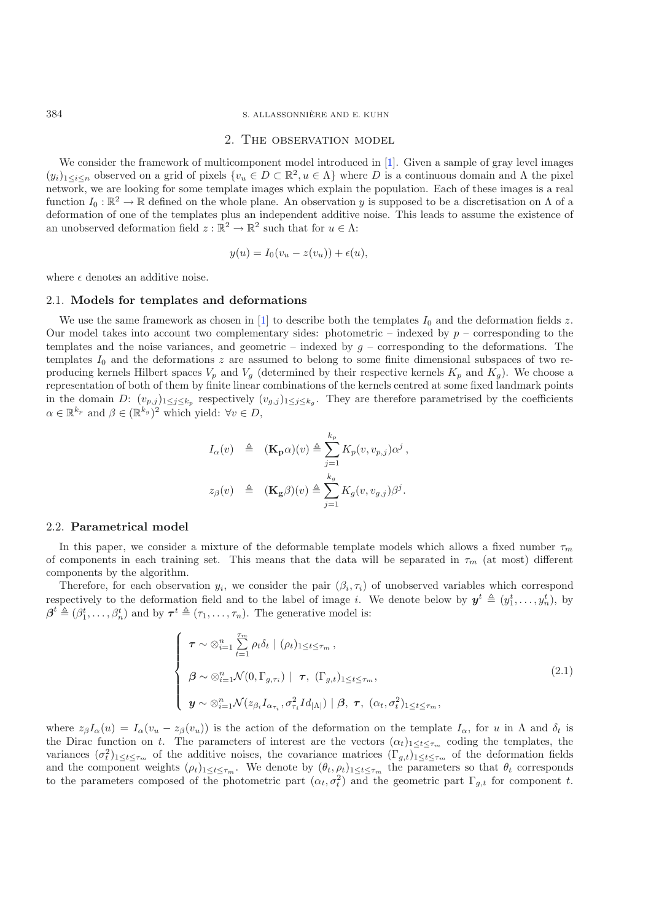## 2. The observation model

We consider the framework of multicomponent model introduced in [1]. Given a sample of gray level images $(y_i)_{1\leq i\leq n}$ observed on a grid of pixels $\{v_u \in D \subset \mathbb{R}^2, u \in \Lambda\}$ where $D$ is a continuous domain and $\Lambda$ the pixel network, we are looking for some template images which explain the population. Each of these images is a real function $I_0 : \mathbb{R}^2 \to \mathbb{R}$ defined on the whole plane. An observation $y$ is supposed to be a discretisation on $\Lambda$ of a deformation of one of the templates plus an independent additive noise. This leads to assume the existence of an unobserved deformation field $z : \mathbb{R}^2 \to \mathbb{R}^2$ such that for $u \in \Lambda$:

$$y(u) = I_0(v_u - z(v_u)) + \epsilon(u),$$

where $\epsilon$ denotes an additive noise.

### 2.1. Models for templates and deformations

We use the same framework as chosen in [1] to describe both the templates $I_0$ and the deformation fields $z$. Our model takes into account two complementary sides: photometric – indexed by $p$ – corresponding to the templates and the noise variances, and geometric – indexed by $g$ – corresponding to the deformations. The templates $I_0$ and the deformations $z$ are assumed to belong to some finite dimensional subspaces of two reproducing kernels Hilbert spaces $V_p$ and $V_g$ (determined by their respective kernels $K_p$ and $K_g$). We choose a representation of both of them by finite linear combinations of the kernels centred at some fixed landmark points in the domain $D$: $(v_{p,j})_{1\leq j\leq k_p}$ respectively $(v_{g,j})_{1\leq j\leq k_g}$. They are therefore parametrised by the coefficients $\alpha \in \mathbb{R}^{k_p}$ and $\beta \in (\mathbb{R}^{k_g})^2$ which yield: $\forall v \in D$,

$$
\begin{aligned}
I_\alpha(v) &\triangleq (\mathbf{K_p}\alpha)(v) \triangleq \sum_{j=1}^{k_p} K_p(v, v_{p,j})\alpha^j\,,\\
z_\beta(v) &\triangleq (\mathbf{K_g}\beta)(v) \triangleq \sum_{j=1}^{k_g} K_g(v, v_{g,j})\beta^j.
\end{aligned}
$$

### 2.2. Parametrical model

In this paper, we consider a mixture of the deformable template models which allows a fixed number $\tau_m$ of components in each training set. This means that the data will be separated in $\tau_m$ (at most) different components by the algorithm.

Therefore, for each observation $y_i$, we consider the pair $(\beta_i, \tau_i)$ of unobserved variables which correspond respectively to the deformation field and to the label of image $i$. We denote below by $\boldsymbol{y}^t \triangleq (y_1^t, \ldots, y_n^t)$, by $\boldsymbol{\beta}^t \triangleq (\beta_1^t, \ldots, \beta_n^t)$ and by $\boldsymbol{\tau}^t \triangleq (\tau_1, \ldots, \tau_n)$. The generative model is:

$$
\begin{cases}
\boldsymbol{\tau} \sim \otimes_{i=1}^n \sum_{t=1}^{\tau_m} \rho_t \delta_t \mid (\rho_t)_{1\leq t\leq \tau_m}\,,\\[2ex]
\boldsymbol{\beta} \sim \otimes_{i=1}^n \mathcal{N}(0, \Gamma_{g,\tau_i}) \mid \ \boldsymbol{\tau},\ (\Gamma_{g,t})_{1\leq t\leq \tau_m},\\[2ex]
\boldsymbol{y} \sim \otimes_{i=1}^n \mathcal{N}(z_{\beta_i} I_{\alpha_{\tau_i}}, \sigma_{\tau_i}^2 Id_{|\Lambda|}) \mid \boldsymbol{\beta},\ \boldsymbol{\tau},\ (\alpha_t, \sigma_t^2)_{1\leq t\leq \tau_m},
\end{cases}
\tag{2.1}
$$

where $z_\beta I_\alpha(u) = I_\alpha(v_u - z_\beta(v_u))$ is the action of the deformation on the template $I_\alpha$, for $u$ in $\Lambda$ and $\delta_t$ is the Dirac function on $t$. The parameters of interest are the vectors $(\alpha_t)_{1\leq t\leq \tau_m}$ coding the templates, the variances $(\sigma_t^2)_{1\leq t\leq \tau_m}$ of the additive noises, the covariance matrices $(\Gamma_{g,t})_{1\leq t\leq \tau_m}$ of the deformation fields and the component weights $(\rho_t)_{1\leq t\leq \tau_m}$. We denote by $(\theta_t, \rho_t)_{1\leq t\leq \tau_m}$ the parameters so that $\theta_t$ corresponds to the parameters composed of the photometric part $(\alpha_t, \sigma_t^2)$ and the geometric part $\Gamma_{g,t}$ for component $t$.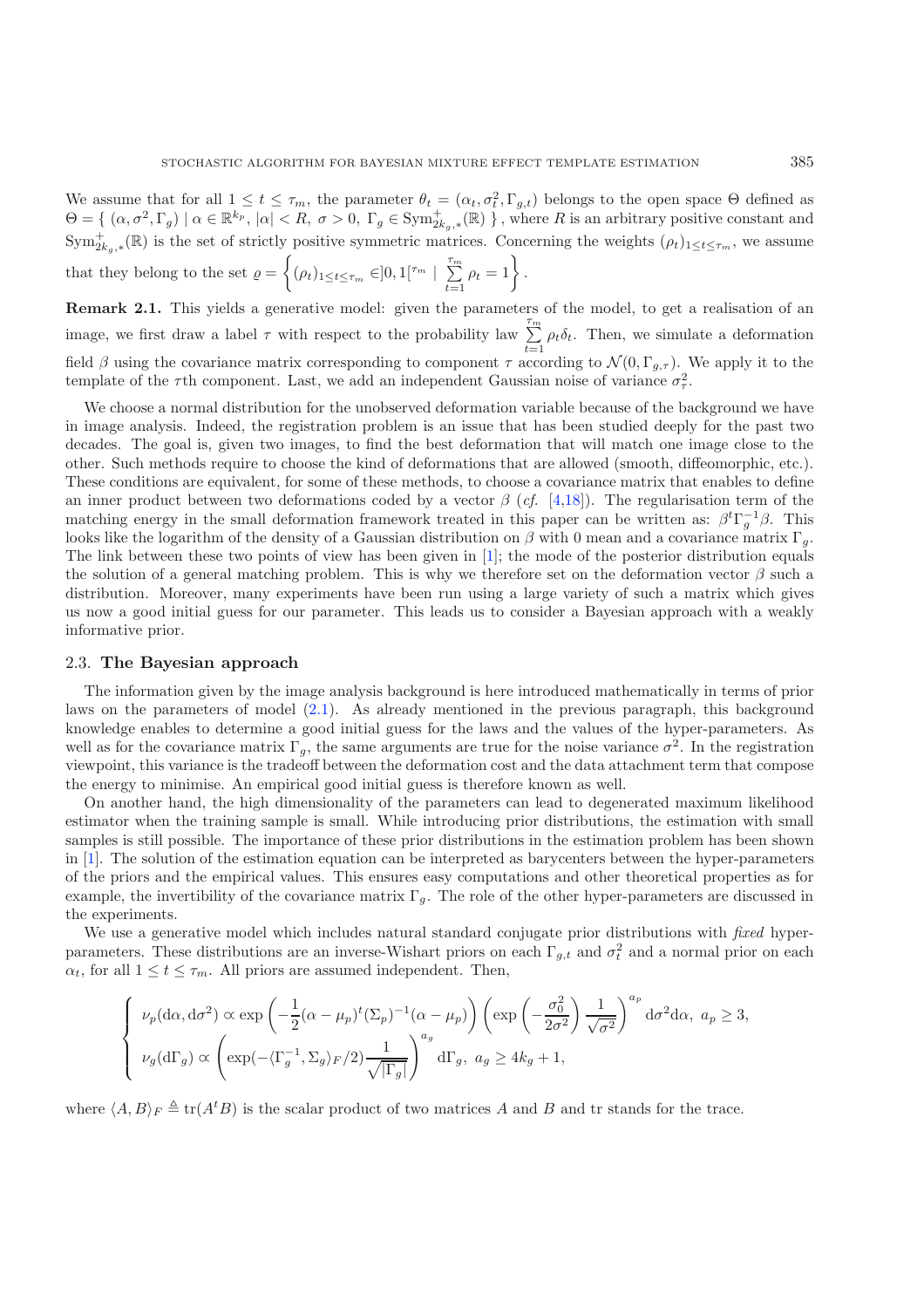We assume that for all $1 \leq t \leq \tau_m$, the parameter $\theta_t = (\alpha_t, \sigma_t^2, \Gamma_{g,t})$ belongs to the open space $\Theta$ defined as $\Theta = \{ (\alpha, \sigma^2, \Gamma_g) \mid \alpha \in \mathbb{R}^{k_p}, |\alpha| < R, \ \sigma > 0, \ \Gamma_g \in \mathrm{Sym}^+_{2k_g,*}(\mathbb{R}) \}$, where $R$ is an arbitrary positive constant and $\mathrm{Sym}^+_{2k_g,*}(\mathbb{R})$ is the set of strictly positive symmetric matrices. Concerning the weights $(\rho_t)_{1 \leq t \leq \tau_m}$, we assume that they belong to the set $\varrho = \left\{ (\rho_t)_{1 \leq t \leq \tau_m} \in ]0,1[^{\tau_m} \mid \sum_{t=1}^{\tau_m} \rho_t = 1 \right\}$.

**Remark 2.1.** This yields a generative model: given the parameters of the model, to get a realisation of an image, we first draw a label $\tau$ with respect to the probability law $\sum_{t=1}^{\tau_m} \rho_t \delta_t$. Then, we simulate a deformation field $\beta$ using the covariance matrix corresponding to component $\tau$ according to $\mathcal{N}(0, \Gamma_{g,\tau})$. We apply it to the template of the $\tau$th component. Last, we add an independent Gaussian noise of variance $\sigma_\tau^2$.

We choose a normal distribution for the unobserved deformation variable because of the background we have in image analysis. Indeed, the registration problem is an issue that has been studied deeply for the past two decades. The goal is, given two images, to find the best deformation that will match one image close to the other. Such methods require to choose the kind of deformations that are allowed (smooth, diffeomorphic, etc.). These conditions are equivalent, for some of these methods, to choose a covariance matrix that enables to define an inner product between two deformations coded by a vector $\beta$ (*cf.* [4,18]). The regularisation term of the matching energy in the small deformation framework treated in this paper can be written as: $\beta^t \Gamma_g^{-1} \beta$. This looks like the logarithm of the density of a Gaussian distribution on $\beta$ with 0 mean and a covariance matrix $\Gamma_g$. The link between these two points of view has been given in [1]; the mode of the posterior distribution equals the solution of a general matching problem. This is why we therefore set on the deformation vector $\beta$ such a distribution. Moreover, many experiments have been run using a large variety of such a matrix which gives us now a good initial guess for our parameter. This leads us to consider a Bayesian approach with a weakly informative prior.

### 2.3. **The Bayesian approach**

The information given by the image analysis background is here introduced mathematically in terms of prior laws on the parameters of model (2.1). As already mentioned in the previous paragraph, this background knowledge enables to determine a good initial guess for the laws and the values of the hyper-parameters. As well as for the covariance matrix $\Gamma_g$, the same arguments are true for the noise variance $\sigma^2$. In the registration viewpoint, this variance is the tradeoff between the deformation cost and the data attachment term that compose the energy to minimise. An empirical good initial guess is therefore known as well.

On another hand, the high dimensionality of the parameters can lead to degenerated maximum likelihood estimator when the training sample is small. While introducing prior distributions, the estimation with small samples is still possible. The importance of these prior distributions in the estimation problem has been shown in [1]. The solution of the estimation equation can be interpreted as barycenters between the hyper-parameters of the priors and the empirical values. This ensures easy computations and other theoretical properties as for example, the invertibility of the covariance matrix $\Gamma_g$. The role of the other hyper-parameters are discussed in the experiments.

We use a generative model which includes natural standard conjugate prior distributions with *fixed* hyper-parameters. These distributions are an inverse-Wishart priors on each $\Gamma_{g,t}$ and $\sigma_t^2$ and a normal prior on each $\alpha_t$, for all $1 \leq t \leq \tau_m$. All priors are assumed independent. Then,

$$
\begin{cases}
\nu_p(\mathrm{d}\alpha, \mathrm{d}\sigma^2) \propto \exp\left( -\frac{1}{2}(\alpha - \mu_p)^t (\Sigma_p)^{-1} (\alpha - \mu_p) \right) \left( \exp\left( -\frac{\sigma_0^2}{2\sigma^2} \right) \frac{1}{\sqrt{\sigma^2}} \right)^{a_p} \mathrm{d}\sigma^2 \mathrm{d}\alpha, \ a_p \geq 3, \\
\nu_g(\mathrm{d}\Gamma_g) \propto \left( \exp(-\langle \Gamma_g^{-1}, \Sigma_g \rangle_F / 2) \frac{1}{\sqrt{|\Gamma_g|}} \right)^{a_g} \mathrm{d}\Gamma_g, \ a_g \geq 4k_g + 1,
\end{cases}
$$

where $\langle A, B \rangle_F \triangleq \mathrm{tr}(A^t B)$ is the scalar product of two matrices $A$ and $B$ and tr stands for the trace.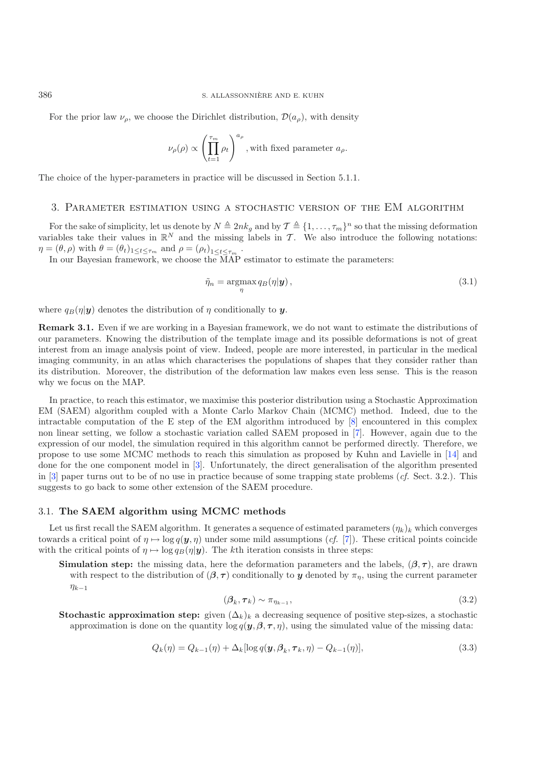For the prior law $\nu_\rho$, we choose the Dirichlet distribution, $\mathcal{D}(a_\rho)$, with density

$$\nu_\rho(\rho) \propto \left(\prod_{t=1}^{\tau_m} \rho_t\right)^{a_\rho}, \text{with fixed parameter } a_\rho.$$

The choice of the hyper-parameters in practice will be discussed in Section 5.1.1.

## 3. Parameter estimation using a stochastic version of the EM algorithm

For the sake of simplicity, let us denote by $N \triangleq 2nk_g$ and by $\mathcal{T} \triangleq \{1, \ldots, \tau_m\}^n$ so that the missing deformation variables take their values in $\mathbb{R}^N$ and the missing labels in $\mathcal{T}$. We also introduce the following notations: $\eta = (\theta, \rho)$ with $\theta = (\theta_t)_{1 \le t \le \tau_m}$ and $\rho = (\rho_t)_{1 \le t \le \tau_m}$.

In our Bayesian framework, we choose the MAP estimator to estimate the parameters:

$$\tilde{\eta}_n = \underset{\eta}{\operatorname{argmax}}\, q_B(\eta|\boldsymbol{y}), \tag{3.1}$$

where $q_B(\eta|\boldsymbol{y})$ denotes the distribution of $\eta$ conditionally to $\boldsymbol{y}$.

**Remark 3.1.** Even if we are working in a Bayesian framework, we do not want to estimate the distributions of our parameters. Knowing the distribution of the template image and its possible deformations is not of great interest from an image analysis point of view. Indeed, people are more interested, in particular in the medical imaging community, in an atlas which characterises the populations of shapes that they consider rather than its distribution. Moreover, the distribution of the deformation law makes even less sense. This is the reason why we focus on the MAP.

In practice, to reach this estimator, we maximise this posterior distribution using a Stochastic Approximation EM (SAEM) algorithm coupled with a Monte Carlo Markov Chain (MCMC) method. Indeed, due to the intractable computation of the E step of the EM algorithm introduced by [8] encountered in this complex non linear setting, we follow a stochastic variation called SAEM proposed in [7]. However, again due to the expression of our model, the simulation required in this algorithm cannot be performed directly. Therefore, we propose to use some MCMC methods to reach this simulation as proposed by Kuhn and Lavielle in [14] and done for the one component model in [3]. Unfortunately, the direct generalisation of the algorithm presented in [3] paper turns out to be of no use in practice because of some trapping state problems (*cf.* Sect. 3.2.). This suggests to go back to some other extension of the SAEM procedure.

### 3.1. The SAEM algorithm using MCMC methods

Let us first recall the SAEM algorithm. It generates a sequence of estimated parameters $(\eta_k)_k$ which converges towards a critical point of $\eta \mapsto \log q(\boldsymbol{y}, \eta)$ under some mild assumptions (*cf.* [7]). These critical points coincide with the critical points of $\eta \mapsto \log q_B(\eta|\boldsymbol{y})$. The $k$th iteration consists in three steps:

**Simulation step:** the missing data, here the deformation parameters and the labels, $(\boldsymbol{\beta}, \boldsymbol{\tau})$, are drawn with respect to the distribution of $(\boldsymbol{\beta}, \boldsymbol{\tau})$ conditionally to $\boldsymbol{y}$ denoted by $\pi_\eta$, using the current parameter $\eta_{k-1}$

$$(\boldsymbol{\beta}_k, \boldsymbol{\tau}_k) \sim \pi_{\eta_{k-1}}, \tag{3.2}$$

**Stochastic approximation step:** given $(\Delta_k)_k$ a decreasing sequence of positive step-sizes, a stochastic approximation is done on the quantity $\log q(\boldsymbol{y}, \boldsymbol{\beta}, \boldsymbol{\tau}, \eta)$, using the simulated value of the missing data:

$$Q_k(\eta) = Q_{k-1}(\eta) + \Delta_k[\log q(\boldsymbol{y}, \boldsymbol{\beta}_k, \boldsymbol{\tau}_k, \eta) - Q_{k-1}(\eta)], \tag{3.3}$$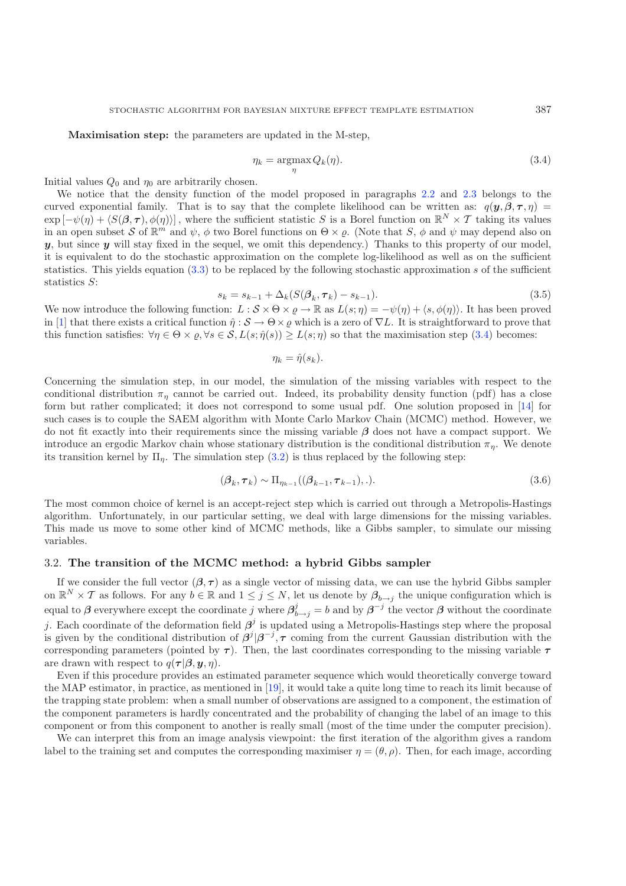**Maximisation step:** the parameters are updated in the M-step,

$$\eta_k = \underset{\eta}{\operatorname{argmax}}\, Q_k(\eta). \tag{3.4}$$

Initial values $Q_0$ and $\eta_0$ are arbitrarily chosen.

We notice that the density function of the model proposed in paragraphs 2.2 and 2.3 belongs to the curved exponential family. That is to say that the complete likelihood can be written as: $q(\boldsymbol{y}, \boldsymbol{\beta}, \boldsymbol{\tau}, \eta) = \exp\left[-\psi(\eta) + \langle S(\boldsymbol{\beta}, \boldsymbol{\tau}), \phi(\eta)\rangle\right]$, where the sufficient statistic $S$ is a Borel function on $\mathbb{R}^N \times \mathcal{T}$ taking its values in an open subset $\mathcal{S}$ of $\mathbb{R}^m$ and $\psi$, $\phi$ two Borel functions on $\Theta \times \varrho$. (Note that $S$, $\phi$ and $\psi$ may depend also on $\boldsymbol{y}$, but since $\boldsymbol{y}$ will stay fixed in the sequel, we omit this dependency.) Thanks to this property of our model, it is equivalent to do the stochastic approximation on the complete log-likelihood as well as on the sufficient statistics. This yields equation (3.3) to be replaced by the following stochastic approximation $s$ of the sufficient statistics $S$:

$$s_k = s_{k-1} + \Delta_k(S(\boldsymbol{\beta}_k, \boldsymbol{\tau}_k) - s_{k-1}). \tag{3.5}$$

We now introduce the following function: $L : \mathcal{S} \times \Theta \times \varrho \to \mathbb{R}$ as $L(s; \eta) = -\psi(\eta) + \langle s, \phi(\eta)\rangle$. It has been proved in [1] that there exists a critical function $\hat{\eta} : \mathcal{S} \to \Theta \times \varrho$ which is a zero of $\nabla L$. It is straightforward to prove that this function satisfies: $\forall \eta \in \Theta \times \varrho, \forall s \in \mathcal{S}, L(s; \hat{\eta}(s)) \geq L(s; \eta)$ so that the maximisation step (3.4) becomes:

$$\eta_k = \hat{\eta}(s_k).$$

Concerning the simulation step, in our model, the simulation of the missing variables with respect to the conditional distribution $\pi_\eta$ cannot be carried out. Indeed, its probability density function (pdf) has a close form but rather complicated; it does not correspond to some usual pdf. One solution proposed in [14] for such cases is to couple the SAEM algorithm with Monte Carlo Markov Chain (MCMC) method. However, we do not fit exactly into their requirements since the missing variable $\boldsymbol{\beta}$ does not have a compact support. We introduce an ergodic Markov chain whose stationary distribution is the conditional distribution $\pi_\eta$. We denote its transition kernel by $\Pi_\eta$. The simulation step (3.2) is thus replaced by the following step:

$$(\boldsymbol{\beta}_k, \boldsymbol{\tau}_k) \sim \Pi_{\eta_{k-1}}((\boldsymbol{\beta}_{k-1}, \boldsymbol{\tau}_{k-1}), .). \tag{3.6}$$

The most common choice of kernel is an accept-reject step which is carried out through a Metropolis-Hastings algorithm. Unfortunately, in our particular setting, we deal with large dimensions for the missing variables. This made us move to some other kind of MCMC methods, like a Gibbs sampler, to simulate our missing variables.

### 3.2. The transition of the MCMC method: a hybrid Gibbs sampler

If we consider the full vector $(\boldsymbol{\beta}, \boldsymbol{\tau})$ as a single vector of missing data, we can use the hybrid Gibbs sampler on $\mathbb{R}^N \times \mathcal{T}$ as follows. For any $b \in \mathbb{R}$ and $1 \leq j \leq N$, let us denote by $\boldsymbol{\beta}_{b \to j}$ the unique configuration which is equal to $\boldsymbol{\beta}$ everywhere except the coordinate $j$ where $\boldsymbol{\beta}^j_{b \to j} = b$ and by $\boldsymbol{\beta}^{-j}$ the vector $\boldsymbol{\beta}$ without the coordinate $j$. Each coordinate of the deformation field $\boldsymbol{\beta}^j$ is updated using a Metropolis-Hastings step where the proposal is given by the conditional distribution of $\boldsymbol{\beta}^j | \boldsymbol{\beta}^{-j}, \boldsymbol{\tau}$ coming from the current Gaussian distribution with the corresponding parameters (pointed by $\boldsymbol{\tau}$). Then, the last coordinates corresponding to the missing variable $\boldsymbol{\tau}$ are drawn with respect to $q(\boldsymbol{\tau} | \boldsymbol{\beta}, \boldsymbol{y}, \eta)$.

Even if this procedure provides an estimated parameter sequence which would theoretically converge toward the MAP estimator, in practice, as mentioned in [19], it would take a quite long time to reach its limit because of the trapping state problem: when a small number of observations are assigned to a component, the estimation of the component parameters is hardly concentrated and the probability of changing the label of an image to this component or from this component to another is really small (most of the time under the computer precision).

We can interpret this from an image analysis viewpoint: the first iteration of the algorithm gives a random label to the training set and computes the corresponding maximiser $\eta = (\theta, \rho)$. Then, for each image, according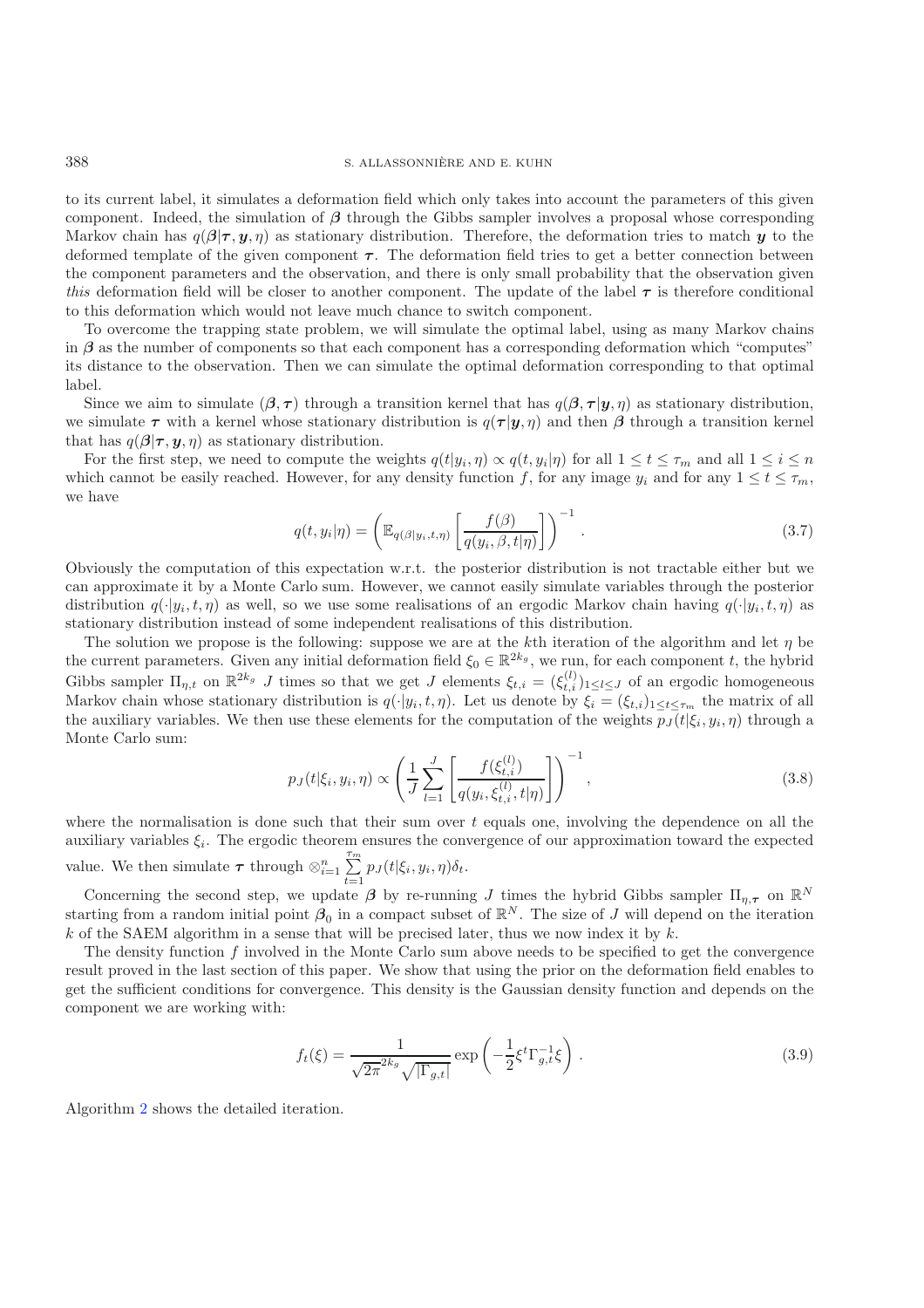to its current label, it simulates a deformation field which only takes into account the parameters of this given component. Indeed, the simulation of $\boldsymbol{\beta}$ through the Gibbs sampler involves a proposal whose corresponding Markov chain has $q(\boldsymbol{\beta}|\boldsymbol{\tau}, \boldsymbol{y}, \eta)$ as stationary distribution. Therefore, the deformation tries to match $\boldsymbol{y}$ to the deformed template of the given component $\boldsymbol{\tau}$. The deformation field tries to get a better connection between the component parameters and the observation, and there is only small probability that the observation given *this* deformation field will be closer to another component. The update of the label $\boldsymbol{\tau}$ is therefore conditional to this deformation which would not leave much chance to switch component.

To overcome the trapping state problem, we will simulate the optimal label, using as many Markov chains in $\boldsymbol{\beta}$ as the number of components so that each component has a corresponding deformation which "computes" its distance to the observation. Then we can simulate the optimal deformation corresponding to that optimal label.

Since we aim to simulate $(\boldsymbol{\beta}, \boldsymbol{\tau})$ through a transition kernel that has $q(\boldsymbol{\beta}, \boldsymbol{\tau}|\boldsymbol{y}, \eta)$ as stationary distribution, we simulate $\boldsymbol{\tau}$ with a kernel whose stationary distribution is $q(\boldsymbol{\tau}|\boldsymbol{y}, \eta)$ and then $\boldsymbol{\beta}$ through a transition kernel that has $q(\boldsymbol{\beta}|\boldsymbol{\tau}, \boldsymbol{y}, \eta)$ as stationary distribution.

For the first step, we need to compute the weights $q(t|y_i, \eta) \propto q(t, y_i|\eta)$ for all $1 \leq t \leq \tau_m$ and all $1 \leq i \leq n$ which cannot be easily reached. However, for any density function $f$, for any image $y_i$ and for any $1 \leq t \leq \tau_m$, we have

$$q(t, y_i|\eta) = \left( \mathbb{E}_{q(\beta|y_i,t,\eta)} \left[ \frac{f(\beta)}{q(y_i, \beta, t|\eta)} \right] \right)^{-1} . \tag{3.7}$$

Obviously the computation of this expectation w.r.t. the posterior distribution is not tractable either but we can approximate it by a Monte Carlo sum. However, we cannot easily simulate variables through the posterior distribution $q(\cdot|y_i, t, \eta)$ as well, so we use some realisations of an ergodic Markov chain having $q(\cdot|y_i, t, \eta)$ as stationary distribution instead of some independent realisations of this distribution.

The solution we propose is the following: suppose we are at the $k$th iteration of the algorithm and let $\eta$ be the current parameters. Given any initial deformation field $\xi_0 \in \mathbb{R}^{2k_g}$, we run, for each component $t$, the hybrid Gibbs sampler $\Pi_{\eta,t}$ on $\mathbb{R}^{2k_g}$ $J$ times so that we get $J$ elements $\xi_{t,i} = (\xi_{t,i}^{(l)})_{1 \leq l \leq J}$ of an ergodic homogeneous Markov chain whose stationary distribution is $q(\cdot|y_i, t, \eta)$. Let us denote by $\xi_i = (\xi_{t,i})_{1 \leq t \leq \tau_m}$ the matrix of all the auxiliary variables. We then use these elements for the computation of the weights $p_J(t|\xi_i, y_i, \eta)$ through a Monte Carlo sum:

$$p_J(t|\xi_i, y_i, \eta) \propto \left( \frac{1}{J} \sum_{l=1}^{J} \left[ \frac{f(\xi_{t,i}^{(l)})}{q(y_i, \xi_{t,i}^{(l)}, t|\eta)} \right] \right)^{-1} , \tag{3.8}$$

where the normalisation is done such that their sum over $t$ equals one, involving the dependence on all the auxiliary variables $\xi_i$. The ergodic theorem ensures the convergence of our approximation toward the expected value. We then simulate $\boldsymbol{\tau}$ through $\otimes_{i=1}^{n} \sum_{t=1}^{\tau_m} p_J(t|\xi_i, y_i, \eta)\delta_t$.

Concerning the second step, we update $\boldsymbol{\beta}$ by re-running $J$ times the hybrid Gibbs sampler $\Pi_{\eta,\boldsymbol{\tau}}$ on $\mathbb{R}^N$ starting from a random initial point $\boldsymbol{\beta}_0$ in a compact subset of $\mathbb{R}^N$. The size of $J$ will depend on the iteration $k$ of the SAEM algorithm in a sense that will be precised later, thus we now index it by $k$.

The density function $f$ involved in the Monte Carlo sum above needs to be specified to get the convergence result proved in the last section of this paper. We show that using the prior on the deformation field enables to get the sufficient conditions for convergence. This density is the Gaussian density function and depends on the component we are working with:

$$f_t(\xi) = \frac{1}{\sqrt{2\pi}^{2k_g} \sqrt{|\Gamma_{g,t}|}} \exp\left( -\frac{1}{2} \xi^t \Gamma_{g,t}^{-1} \xi \right) . \tag{3.9}$$

Algorithm 2 shows the detailed iteration.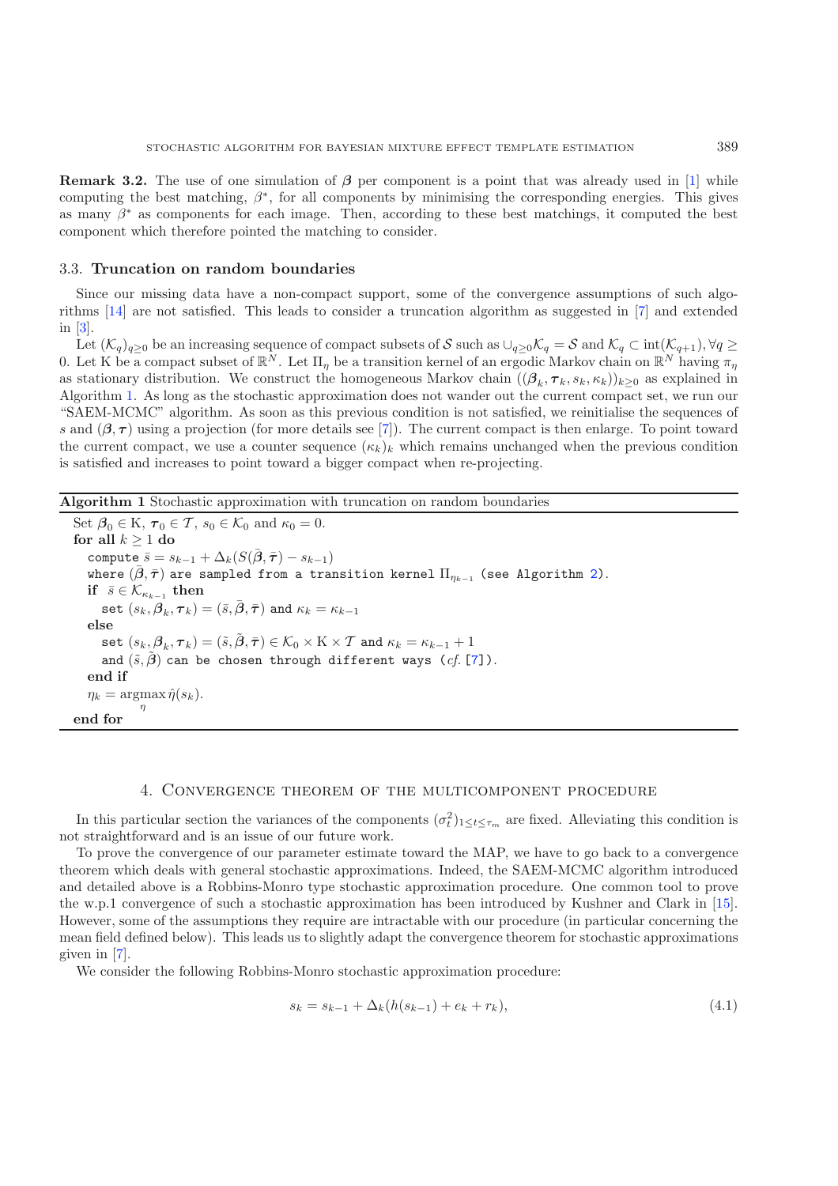**Remark 3.2.** The use of one simulation of $\boldsymbol{\beta}$ per component is a point that was already used in [1] while computing the best matching, $\beta^*$, for all components by minimising the corresponding energies. This gives as many $\beta^*$ as components for each image. Then, according to these best matchings, it computed the best component which therefore pointed the matching to consider.

### 3.3. Truncation on random boundaries

Since our missing data have a non-compact support, some of the convergence assumptions of such algorithms [14] are not satisfied. This leads to consider a truncation algorithm as suggested in [7] and extended in [3].

Let $(\mathcal{K}_q)_{q\geq 0}$ be an increasing sequence of compact subsets of $\mathcal{S}$ such as $\cup_{q\geq 0}\mathcal{K}_q = \mathcal{S}$ and $\mathcal{K}_q \subset \text{int}(\mathcal{K}_{q+1}), \forall q \geq 0$. Let $\mathrm{K}$ be a compact subset of $\mathbb{R}^N$. Let $\Pi_\eta$ be a transition kernel of an ergodic Markov chain on $\mathbb{R}^N$ having $\pi_\eta$ as stationary distribution. We construct the homogeneous Markov chain $((\boldsymbol{\beta}_k, \boldsymbol{\tau}_k, s_k, \kappa_k))_{k\geq 0}$ as explained in Algorithm 1. As long as the stochastic approximation does not wander out the current compact set, we run our "SAEM-MCMC" algorithm. As soon as this previous condition is not satisfied, we reinitialise the sequences of $s$ and $(\boldsymbol{\beta}, \boldsymbol{\tau})$ using a projection (for more details see [7]). The current compact is then enlarge. To point toward the current compact, we use a counter sequence $(\kappa_k)_k$ which remains unchanged when the previous condition is satisfied and increases to point toward a bigger compact when re-projecting.

**Algorithm 1** Stochastic approximation with truncation on random boundaries

Set $\boldsymbol{\beta}_0 \in \mathrm{K}$, $\boldsymbol{\tau}_0 \in \mathcal{T}$, $s_0 \in \mathcal{K}_0$ and $\kappa_0 = 0$.
**for all** $k \geq 1$ **do**
  compute $\bar{s} = s_{k-1} + \Delta_k(S(\bar{\boldsymbol{\beta}}, \bar{\boldsymbol{\tau}}) - s_{k-1})$
  where $(\bar{\boldsymbol{\beta}}, \bar{\boldsymbol{\tau}})$ are sampled from a transition kernel $\Pi_{\eta_{k-1}}$ (see Algorithm 2).
  **if** $\bar{s} \in \mathcal{K}_{\kappa_{k-1}}$ **then**
    set $(s_k, \boldsymbol{\beta}_k, \boldsymbol{\tau}_k) = (\bar{s}, \bar{\boldsymbol{\beta}}, \bar{\boldsymbol{\tau}})$ and $\kappa_k = \kappa_{k-1}$
  **else**
    set $(s_k, \boldsymbol{\beta}_k, \boldsymbol{\tau}_k) = (\tilde{s}, \tilde{\boldsymbol{\beta}}, \bar{\boldsymbol{\tau}}) \in \mathcal{K}_0 \times \mathrm{K} \times \mathcal{T}$ and $\kappa_k = \kappa_{k-1} + 1$
    and $(\tilde{s}, \tilde{\boldsymbol{\beta}})$ can be chosen through different ways (*cf.* [7]).
  **end if**
  $\eta_k = \underset{\eta}{\operatorname{argmax}}\, \hat{\eta}(s_k)$.
**end for**

## 4. Convergence theorem of the multicomponent procedure

In this particular section the variances of the components $(\sigma_t^2)_{1\leq t\leq \tau_m}$ are fixed. Alleviating this condition is not straightforward and is an issue of our future work.

To prove the convergence of our parameter estimate toward the MAP, we have to go back to a convergence theorem which deals with general stochastic approximations. Indeed, the SAEM-MCMC algorithm introduced and detailed above is a Robbins-Monro type stochastic approximation procedure. One common tool to prove the w.p.1 convergence of such a stochastic approximation has been introduced by Kushner and Clark in [15]. However, some of the assumptions they require are intractable with our procedure (in particular concerning the mean field defined below). This leads us to slightly adapt the convergence theorem for stochastic approximations given in [7].

We consider the following Robbins-Monro stochastic approximation procedure:

$$s_k = s_{k-1} + \Delta_k(h(s_{k-1}) + e_k + r_k), \tag{4.1}$$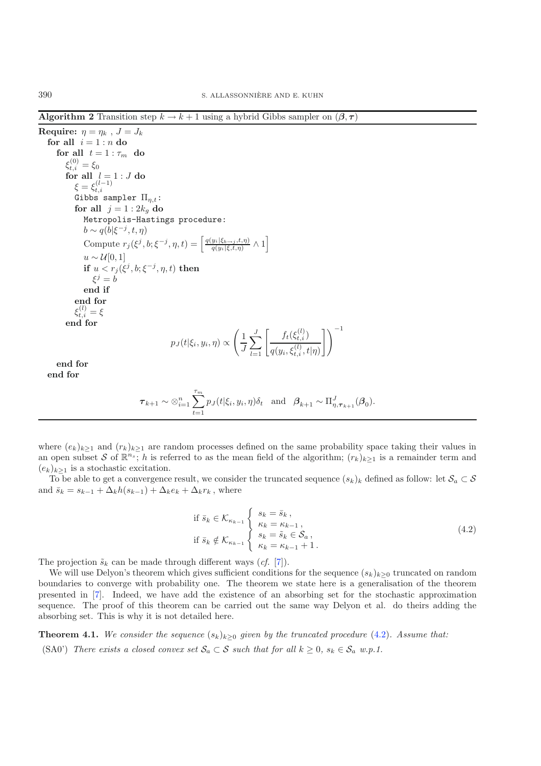**Algorithm 2** Transition step $k \to k+1$ using a hybrid Gibbs sampler on $(\boldsymbol{\beta}, \boldsymbol{\tau})$

```
Require: η = η_k , J = J_k
  for all i = 1 : n do
    for all t = 1 : τ_m do
      ξ^(0)_{t,i} = ξ_0
      for all l = 1 : J do
        ξ = ξ^(l-1)_{t,i}
        Gibbs sampler Π_{η,t}:
        for all j = 1 : 2k_g do
          Metropolis-Hastings procedure:
          b ~ q(b | ξ^{-j}, t, η)
          Compute r_j(ξ^j, b; ξ^{-j}, η, t) = [ q(y_i | ξ_{b→j}, t, η) / q(y_i | ξ, t, η) ∧ 1 ]
          u ~ U[0, 1]
          if u < r_j(ξ^j, b; ξ^{-j}, η, t) then
            ξ^j = b
          end if
        end for
        ξ^(l)_{t,i} = ξ
      end for
```

$$p_J(t|\xi_i, y_i, \eta) \propto \left( \frac{1}{J} \sum_{l=1}^{J} \left[ \frac{f_t(\xi_{t,i}^{(l)})}{q(y_i, \xi_{t,i}^{(l)}, t|\eta)} \right] \right)^{-1}$$

```
    end for
  end for
```

$$\boldsymbol{\tau}_{k+1} \sim \otimes_{i=1}^{n} \sum_{t=1}^{\tau_m} p_J(t|\xi_i, y_i, \eta) \delta_t \quad \text{and} \quad \boldsymbol{\beta}_{k+1} \sim \Pi_{\eta, \boldsymbol{\tau}_{k+1}}^{J}(\boldsymbol{\beta}_0).$$

where $(e_k)_{k \geq 1}$ and $(r_k)_{k \geq 1}$ are random processes defined on the same probability space taking their values in an open subset $\mathcal{S}$ of $\mathbb{R}^{n_s}$; $h$ is referred to as the mean field of the algorithm; $(r_k)_{k \geq 1}$ is a remainder term and $(e_k)_{k \geq 1}$ is a stochastic excitation.

To be able to get a convergence result, we consider the truncated sequence $(s_k)_k$ defined as follow: let $\mathcal{S}_a \subset \mathcal{S}$ and $\bar{s}_k = s_{k-1} + \Delta_k h(s_{k-1}) + \Delta_k e_k + \Delta_k r_k$ , where

$$\begin{aligned} &\text{if } \bar{s}_k \in \mathcal{K}_{\kappa_{k-1}} \begin{cases} s_k = \bar{s}_k \,, \\ \kappa_k = \kappa_{k-1} \,, \end{cases} \\ &\text{if } \bar{s}_k \notin \mathcal{K}_{\kappa_{k-1}} \begin{cases} s_k = \tilde{s}_k \in \mathcal{S}_a \,, \\ \kappa_k = \kappa_{k-1} + 1 \,. \end{cases} \end{aligned} \tag{4.2}$$

The projection $\tilde{s}_k$ can be made through different ways (*cf.* [7]).

We will use Delyon's theorem which gives sufficient conditions for the sequence $(s_k)_{k \geq 0}$ truncated on random boundaries to converge with probability one. The theorem we state here is a generalisation of the theorem presented in [7]. Indeed, we have add the existence of an absorbing set for the stochastic approximation sequence. The proof of this theorem can be carried out the same way Delyon et al. do theirs adding the absorbing set. This is why it is not detailed here.

**Theorem 4.1.** *We consider the sequence $(s_k)_{k \geq 0}$ given by the truncated procedure (4.2). Assume that:*

(SA0') *There exists a closed convex set $\mathcal{S}_a \subset \mathcal{S}$ such that for all $k \geq 0$, $s_k \in \mathcal{S}_a$ w.p.1.*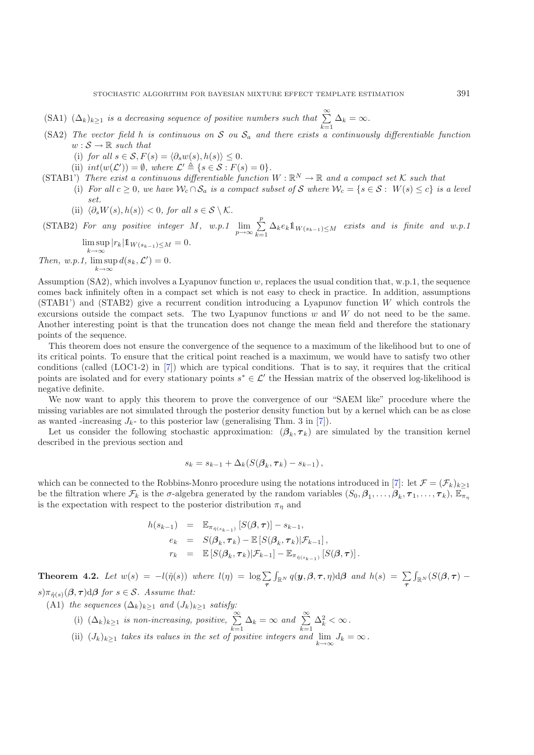(SA1) $(\Delta_k)_{k\geq 1}$ *is a decreasing sequence of positive numbers such that* $\sum_{k=1}^{\infty} \Delta_k = \infty$.

(SA2) *The vector field* $h$ *is continuous on* $\mathcal{S}$ *ou* $\mathcal{S}_a$ *and there exists a continuously differentiable function* $w : \mathcal{S} \to \mathbb{R}$ *such that*

(i) *for all* $s \in \mathcal{S}, F(s) = \langle \partial_s w(s), h(s) \rangle \leq 0$.

(ii) $int(w(\mathcal{L}')) = \emptyset$, *where* $\mathcal{L}' \triangleq \{s \in \mathcal{S} : F(s) = 0\}$.

(STAB1') *There exist a continuous differentiable function* $W : \mathbb{R}^N \to \mathbb{R}$ *and a compact set* $\mathcal{K}$ *such that*

(i) *For all* $c \geq 0$, *we have* $\mathcal{W}_c \cap \mathcal{S}_a$ *is a compact subset of* $\mathcal{S}$ *where* $\mathcal{W}_c = \{s \in \mathcal{S} : W(s) \leq c\}$ *is a level set.*

(ii) $\langle \partial_s W(s), h(s) \rangle < 0$, *for all* $s \in \mathcal{S} \setminus \mathcal{K}$.

(STAB2) *For any positive integer* $M$, *w.p.1* $\lim_{p\to\infty} \sum_{k=1}^{p} \Delta_k e_k \mathbb{1}_{W(s_{k-1})\leq M}$ *exists and is finite and w.p.1* $\limsup_{k\to\infty} |r_k| \mathbb{1}_{W(s_{k-1})\leq M} = 0$.

*Then, w.p.1,* $\limsup_{k\to\infty} d(s_k, \mathcal{L}') = 0$.

Assumption (SA2), which involves a Lyapunov function $w$, replaces the usual condition that, w.p.1, the sequence comes back infinitely often in a compact set which is not easy to check in practice. In addition, assumptions (STAB1') and (STAB2) give a recurrent condition introducing a Lyapunov function $W$ which controls the excursions outside the compact sets. The two Lyapunov functions $w$ and $W$ do not need to be the same. Another interesting point is that the truncation does not change the mean field and therefore the stationary points of the sequence.

This theorem does not ensure the convergence of the sequence to a maximum of the likelihood but to one of its critical points. To ensure that the critical point reached is a maximum, we would have to satisfy two other conditions (called (LOC1-2) in [7]) which are typical conditions. That is to say, it requires that the critical points are isolated and for every stationary points $s^* \in \mathcal{L}'$ the Hessian matrix of the observed log-likelihood is negative definite.

We now want to apply this theorem to prove the convergence of our "SAEM like" procedure where the missing variables are not simulated through the posterior density function but by a kernel which can be as close as wanted -increasing $J_k$- to this posterior law (generalising Thm. 3 in [7]).

Let us consider the following stochastic approximation: $(\boldsymbol{\beta}_k, \boldsymbol{\tau}_k)$ are simulated by the transition kernel described in the previous section and

$$s_k = s_{k-1} + \Delta_k (S(\boldsymbol{\beta}_k, \boldsymbol{\tau}_k) - s_{k-1}),$$

which can be connected to the Robbins-Monro procedure using the notations introduced in [7]: let $\mathcal{F} = (\mathcal{F}_k)_{k\geq 1}$ be the filtration where $\mathcal{F}_k$ is the $\sigma$-algebra generated by the random variables $(S_0, \boldsymbol{\beta}_1, \ldots, \boldsymbol{\beta}_k, \boldsymbol{\tau}_1, \ldots, \boldsymbol{\tau}_k)$, $\mathbb{E}_{\pi_\eta}$ is the expectation with respect to the posterior distribution $\pi_\eta$ and

$$\begin{aligned}
h(s_{k-1}) &= \mathbb{E}_{\pi_{\hat{\eta}(s_{k-1})}} [S(\boldsymbol{\beta}, \boldsymbol{\tau})] - s_{k-1}, \\
e_k &= S(\boldsymbol{\beta}_k, \boldsymbol{\tau}_k) - \mathbb{E}[S(\boldsymbol{\beta}_k, \boldsymbol{\tau}_k) | \mathcal{F}_{k-1}], \\
r_k &= \mathbb{E}[S(\boldsymbol{\beta}_k, \boldsymbol{\tau}_k) | \mathcal{F}_{k-1}] - \mathbb{E}_{\pi_{\hat{\eta}(s_{k-1})}} [S(\boldsymbol{\beta}, \boldsymbol{\tau})].
\end{aligned}$$

**Theorem 4.2.** *Let* $w(s) = -l(\hat{\eta}(s))$ *where* $l(\eta) = \log \sum_{\boldsymbol{\tau}} \int_{\mathbb{R}^N} q(\boldsymbol{y}, \boldsymbol{\beta}, \boldsymbol{\tau}, \eta) \mathrm{d}\boldsymbol{\beta}$ *and* $h(s) = \sum_{\boldsymbol{\tau}} \int_{\mathbb{R}^N} (S(\boldsymbol{\beta}, \boldsymbol{\tau}) - s) \pi_{\hat{\eta}(s)}(\boldsymbol{\beta}, \boldsymbol{\tau}) \mathrm{d}\boldsymbol{\beta}$ *for* $s \in \mathcal{S}$. *Assume that:*

(A1) *the sequences* $(\Delta_k)_{k\geq 1}$ *and* $(J_k)_{k\geq 1}$ *satisfy:*

(i) $(\Delta_k)_{k\geq 1}$ *is non-increasing, positive,* $\sum_{k=1}^{\infty} \Delta_k = \infty$ *and* $\sum_{k=1}^{\infty} \Delta_k^2 < \infty$.

(ii) $(J_k)_{k\geq 1}$ *takes its values in the set of positive integers and* $\lim_{k\to\infty} J_k = \infty$.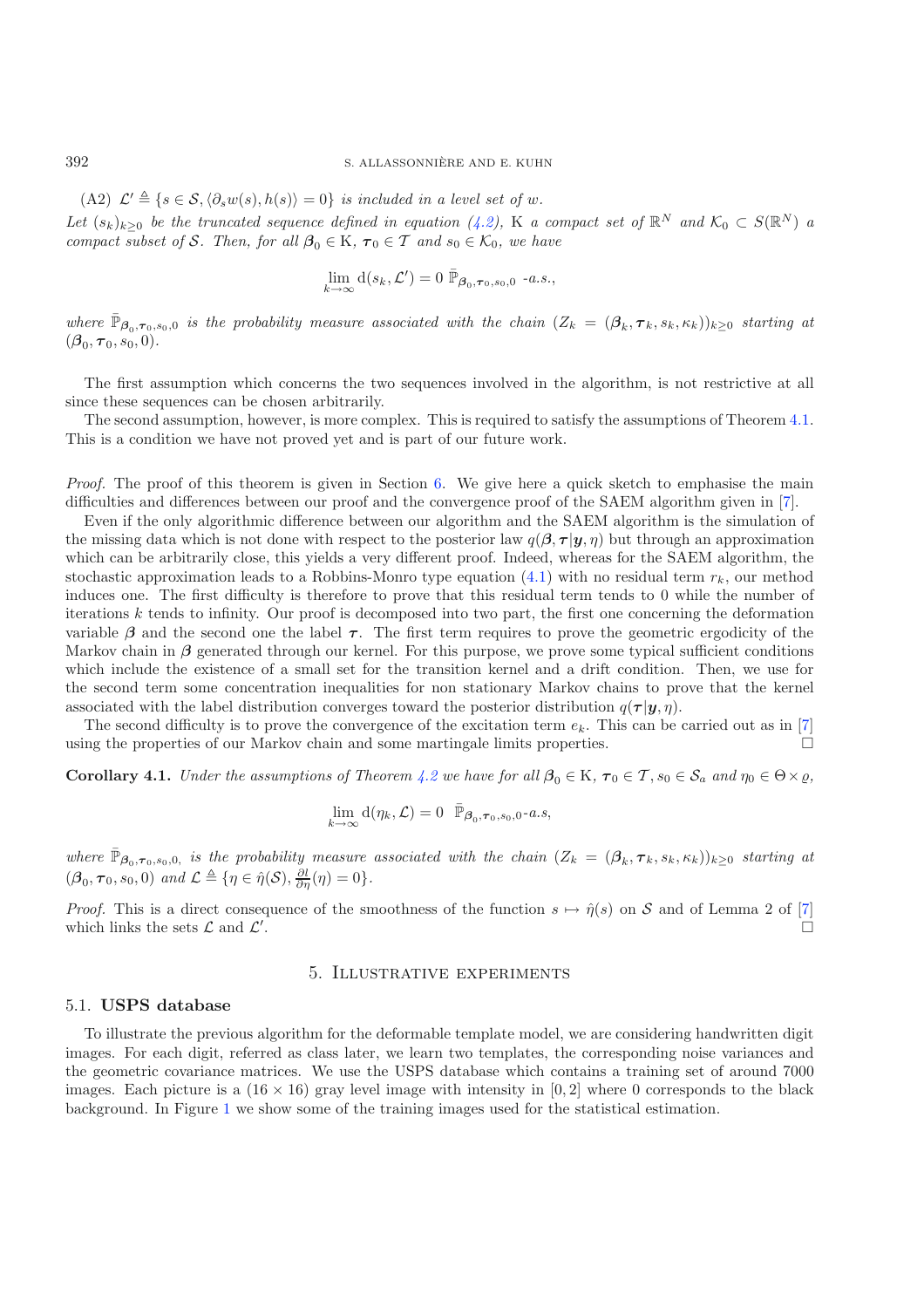(A2) $\mathcal{L}' \triangleq \{s \in \mathcal{S}, \langle \partial_s w(s), h(s) \rangle = 0\}$ *is included in a level set of* $w$.

*Let* $(s_k)_{k \geq 0}$ *be the truncated sequence defined in equation (4.2),* K *a compact set of* $\mathbb{R}^N$ *and* $\mathcal{K}_0 \subset S(\mathbb{R}^N)$ *a compact subset of* $\mathcal{S}$*. Then, for all* $\boldsymbol{\beta}_0 \in \mathrm{K}$*,* $\boldsymbol{\tau}_0 \in \mathcal{T}$ *and* $s_0 \in \mathcal{K}_0$*, we have*

$$\lim_{k \to \infty} \mathrm{d}(s_k, \mathcal{L}') = 0 \ \bar{\mathbb{P}}_{\boldsymbol{\beta}_0, \boldsymbol{\tau}_0, s_0, 0} \text{ -a.s.},$$

*where* $\bar{\mathbb{P}}_{\boldsymbol{\beta}_0, \boldsymbol{\tau}_0, s_0, 0}$ *is the probability measure associated with the chain* $(Z_k = (\boldsymbol{\beta}_k, \boldsymbol{\tau}_k, s_k, \kappa_k))_{k \geq 0}$ *starting at* $(\boldsymbol{\beta}_0, \boldsymbol{\tau}_0, s_0, 0)$.

The first assumption which concerns the two sequences involved in the algorithm, is not restrictive at all since these sequences can be chosen arbitrarily.

The second assumption, however, is more complex. This is required to satisfy the assumptions of Theorem 4.1. This is a condition we have not proved yet and is part of our future work.

*Proof.* The proof of this theorem is given in Section 6. We give here a quick sketch to emphasise the main difficulties and differences between our proof and the convergence proof of the SAEM algorithm given in [7].

Even if the only algorithmic difference between our algorithm and the SAEM algorithm is the simulation of the missing data which is not done with respect to the posterior law $q(\boldsymbol{\beta}, \boldsymbol{\tau} | \boldsymbol{y}, \eta)$ but through an approximation which can be arbitrarily close, this yields a very different proof. Indeed, whereas for the SAEM algorithm, the stochastic approximation leads to a Robbins-Monro type equation (4.1) with no residual term $r_k$, our method induces one. The first difficulty is therefore to prove that this residual term tends to 0 while the number of iterations $k$ tends to infinity. Our proof is decomposed into two part, the first one concerning the deformation variable $\boldsymbol{\beta}$ and the second one the label $\boldsymbol{\tau}$. The first term requires to prove the geometric ergodicity of the Markov chain in $\boldsymbol{\beta}$ generated through our kernel. For this purpose, we prove some typical sufficient conditions which include the existence of a small set for the transition kernel and a drift condition. Then, we use for the second term some concentration inequalities for non stationary Markov chains to prove that the kernel associated with the label distribution converges toward the posterior distribution $q(\boldsymbol{\tau} | \boldsymbol{y}, \eta)$.

The second difficulty is to prove the convergence of the excitation term $e_k$. This can be carried out as in [7] using the properties of our Markov chain and some martingale limits properties. □

**Corollary 4.1.** *Under the assumptions of Theorem 4.2 we have for all* $\boldsymbol{\beta}_0 \in \mathrm{K}$*,* $\boldsymbol{\tau}_0 \in \mathcal{T}$*,* $s_0 \in \mathcal{S}_a$ *and* $\eta_0 \in \Theta \times \varrho$*,*

$$\lim_{k \to \infty} \mathrm{d}(\eta_k, \mathcal{L}) = 0 \ \ \bar{\mathbb{P}}_{\boldsymbol{\beta}_0, \boldsymbol{\tau}_0, s_0, 0}\text{-a.s},$$

*where* $\bar{\mathbb{P}}_{\boldsymbol{\beta}_0, \boldsymbol{\tau}_0, s_0, 0}$*, is the probability measure associated with the chain* $(Z_k = (\boldsymbol{\beta}_k, \boldsymbol{\tau}_k, s_k, \kappa_k))_{k \geq 0}$ *starting at* $(\boldsymbol{\beta}_0, \boldsymbol{\tau}_0, s_0, 0)$ *and* $\mathcal{L} \triangleq \{\eta \in \hat{\eta}(\mathcal{S}), \frac{\partial l}{\partial \eta}(\eta) = 0\}$.

*Proof.* This is a direct consequence of the smoothness of the function $s \mapsto \hat{\eta}(s)$ on $\mathcal{S}$ and of Lemma 2 of [7] which links the sets $\mathcal{L}$ and $\mathcal{L}'$. □

## 5. Illustrative experiments

### 5.1. USPS database

To illustrate the previous algorithm for the deformable template model, we are considering handwritten digit images. For each digit, referred as class later, we learn two templates, the corresponding noise variances and the geometric covariance matrices. We use the USPS database which contains a training set of around 7000 images. Each picture is a $(16 \times 16)$ gray level image with intensity in $[0, 2]$ where 0 corresponds to the black background. In Figure 1 we show some of the training images used for the statistical estimation.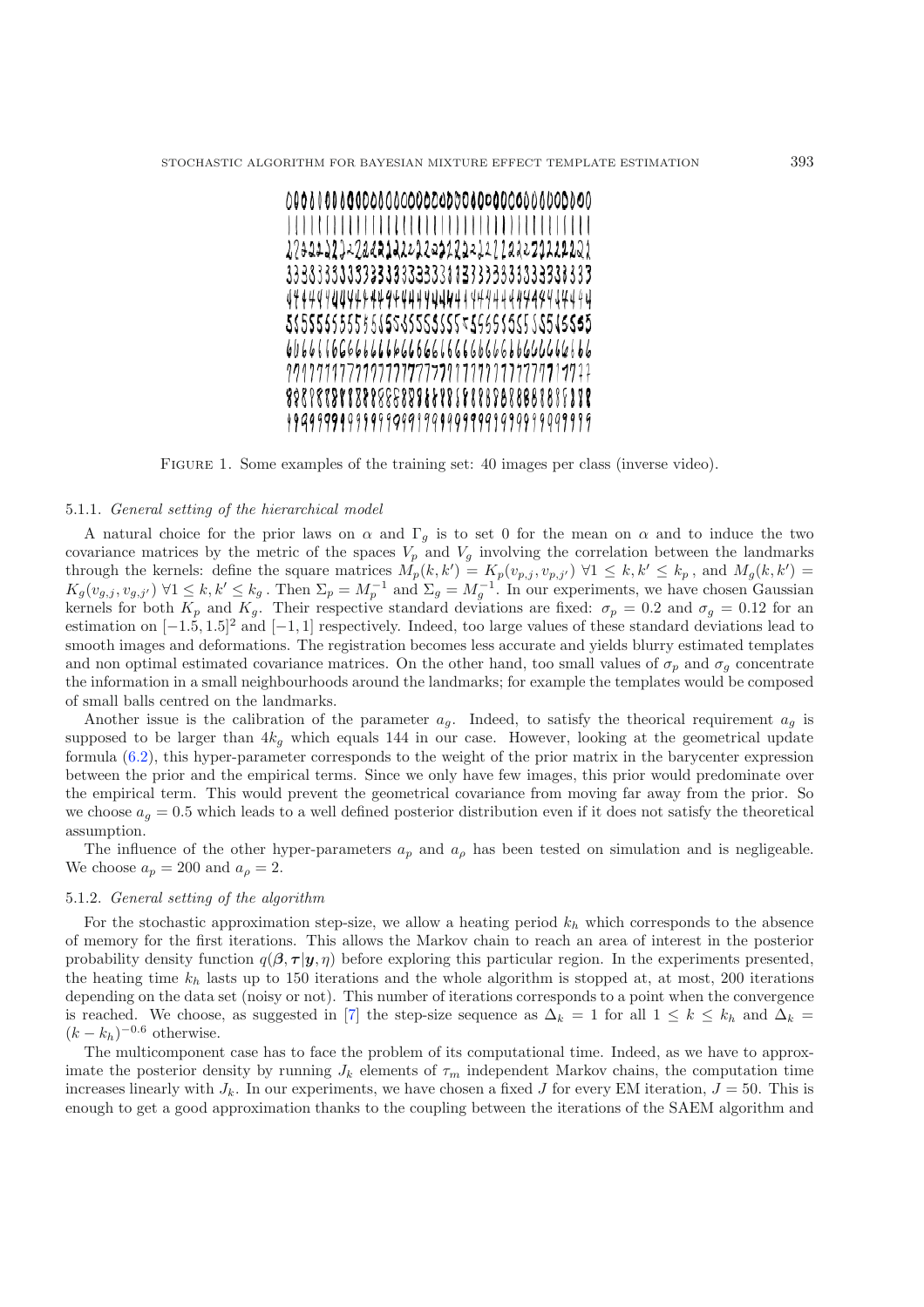Figure 1. Some examples of the training set: 40 images per class (inverse video).

#### 5.1.1. *General setting of the hierarchical model*

A natural choice for the prior laws on $\alpha$ and $\Gamma_g$ is to set 0 for the mean on $\alpha$ and to induce the two covariance matrices by the metric of the spaces $V_p$ and $V_g$ involving the correlation between the landmarks through the kernels: define the square matrices $M_p(k,k') = K_p(v_{p,j}, v_{p,j'})$ $\forall 1 \leq k, k' \leq k_p$, and $M_g(k,k') = K_g(v_{g,j}, v_{g,j'})$ $\forall 1 \leq k, k' \leq k_g$. Then $\Sigma_p = M_p^{-1}$ and $\Sigma_g = M_g^{-1}$. In our experiments, we have chosen Gaussian kernels for both $K_p$ and $K_g$. Their respective standard deviations are fixed: $\sigma_p = 0.2$ and $\sigma_g = 0.12$ for an estimation on $[-1.5, 1.5]^2$ and $[-1, 1]$ respectively. Indeed, too large values of these standard deviations lead to smooth images and deformations. The registration becomes less accurate and yields blurry estimated templates and non optimal estimated covariance matrices. On the other hand, too small values of $\sigma_p$ and $\sigma_g$ concentrate the information in a small neighbourhoods around the landmarks; for example the templates would be composed of small balls centred on the landmarks.

Another issue is the calibration of the parameter $a_g$. Indeed, to satisfy the theorical requirement $a_g$ is supposed to be larger than $4k_g$ which equals 144 in our case. However, looking at the geometrical update formula (6.2), this hyper-parameter corresponds to the weight of the prior matrix in the barycenter expression between the prior and the empirical terms. Since we only have few images, this prior would predominate over the empirical term. This would prevent the geometrical covariance from moving far away from the prior. So we choose $a_g = 0.5$ which leads to a well defined posterior distribution even if it does not satisfy the theoretical assumption.

The influence of the other hyper-parameters $a_p$ and $a_\rho$ has been tested on simulation and is negligeable. We choose $a_p = 200$ and $a_\rho = 2$.

#### 5.1.2. *General setting of the algorithm*

For the stochastic approximation step-size, we allow a heating period $k_h$ which corresponds to the absence of memory for the first iterations. This allows the Markov chain to reach an area of interest in the posterior probability density function $q(\boldsymbol{\beta}, \boldsymbol{\tau}|\boldsymbol{y}, \eta)$ before exploring this particular region. In the experiments presented, the heating time $k_h$ lasts up to 150 iterations and the whole algorithm is stopped at, at most, 200 iterations depending on the data set (noisy or not). This number of iterations corresponds to a point when the convergence is reached. We choose, as suggested in [7] the step-size sequence as $\Delta_k = 1$ for all $1 \leq k \leq k_h$ and $\Delta_k = (k - k_h)^{-0.6}$ otherwise.

The multicomponent case has to face the problem of its computational time. Indeed, as we have to approximate the posterior density by running $J_k$ elements of $\tau_m$ independent Markov chains, the computation time increases linearly with $J_k$. In our experiments, we have chosen a fixed $J$ for every EM iteration, $J = 50$. This is enough to get a good approximation thanks to the coupling between the iterations of the SAEM algorithm and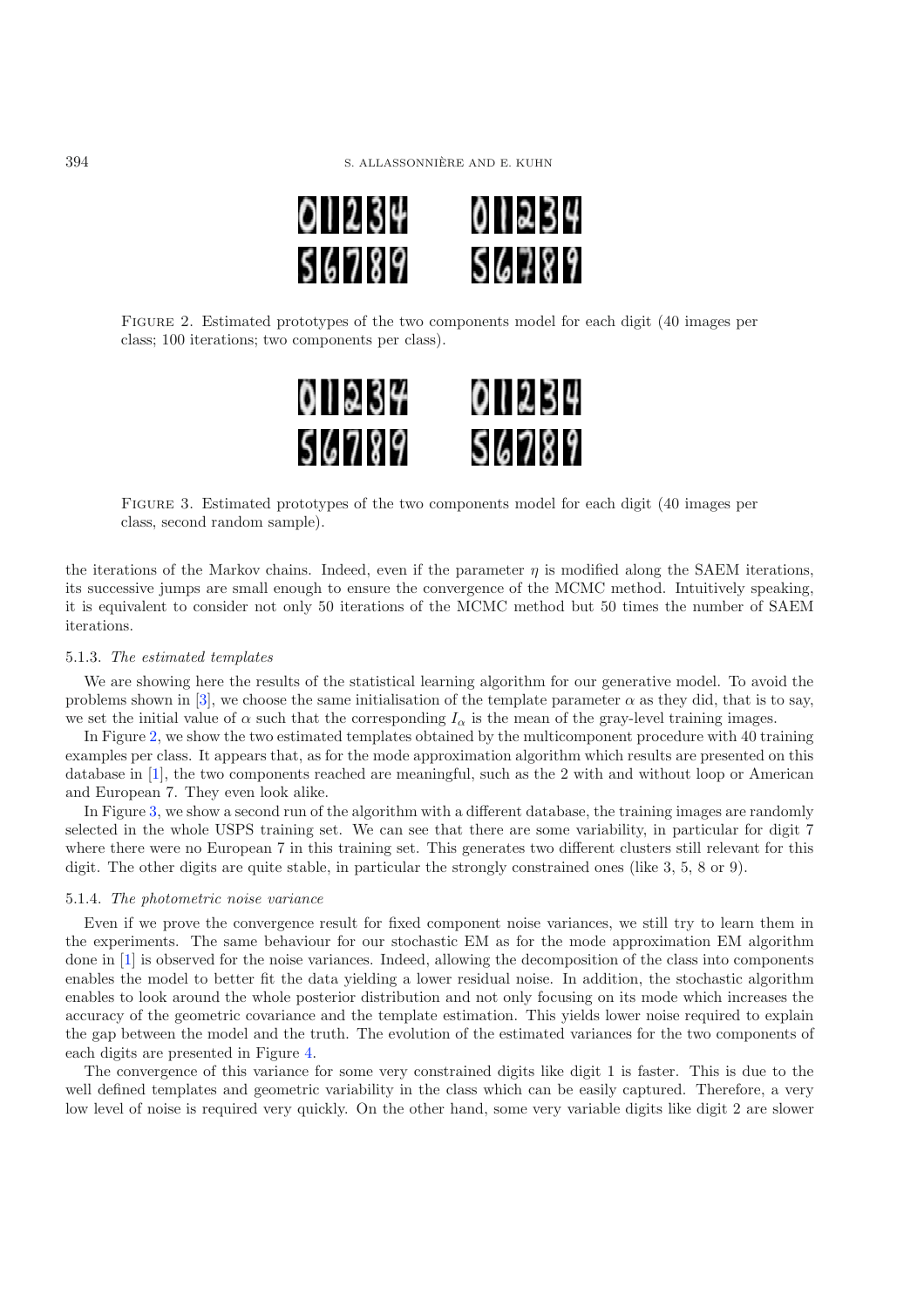FIGURE 2. Estimated prototypes of the two components model for each digit (40 images per class; 100 iterations; two components per class).

FIGURE 3. Estimated prototypes of the two components model for each digit (40 images per class, second random sample).

the iterations of the Markov chains. Indeed, even if the parameter $\eta$ is modified along the SAEM iterations, its successive jumps are small enough to ensure the convergence of the MCMC method. Intuitively speaking, it is equivalent to consider not only 50 iterations of the MCMC method but 50 times the number of SAEM iterations.

#### 5.1.3. *The estimated templates*

We are showing here the results of the statistical learning algorithm for our generative model. To avoid the problems shown in [3], we choose the same initialisation of the template parameter $\alpha$ as they did, that is to say, we set the initial value of $\alpha$ such that the corresponding $I_\alpha$ is the mean of the gray-level training images.

In Figure 2, we show the two estimated templates obtained by the multicomponent procedure with 40 training examples per class. It appears that, as for the mode approximation algorithm which results are presented on this database in [1], the two components reached are meaningful, such as the 2 with and without loop or American and European 7. They even look alike.

In Figure 3, we show a second run of the algorithm with a different database, the training images are randomly selected in the whole USPS training set. We can see that there are some variability, in particular for digit 7 where there were no European 7 in this training set. This generates two different clusters still relevant for this digit. The other digits are quite stable, in particular the strongly constrained ones (like 3, 5, 8 or 9).

#### 5.1.4. *The photometric noise variance*

Even if we prove the convergence result for fixed component noise variances, we still try to learn them in the experiments. The same behaviour for our stochastic EM as for the mode approximation EM algorithm done in [1] is observed for the noise variances. Indeed, allowing the decomposition of the class into components enables the model to better fit the data yielding a lower residual noise. In addition, the stochastic algorithm enables to look around the whole posterior distribution and not only focusing on its mode which increases the accuracy of the geometric covariance and the template estimation. This yields lower noise required to explain the gap between the model and the truth. The evolution of the estimated variances for the two components of each digits are presented in Figure 4.

The convergence of this variance for some very constrained digits like digit 1 is faster. This is due to the well defined templates and geometric variability in the class which can be easily captured. Therefore, a very low level of noise is required very quickly. On the other hand, some very variable digits like digit 2 are slower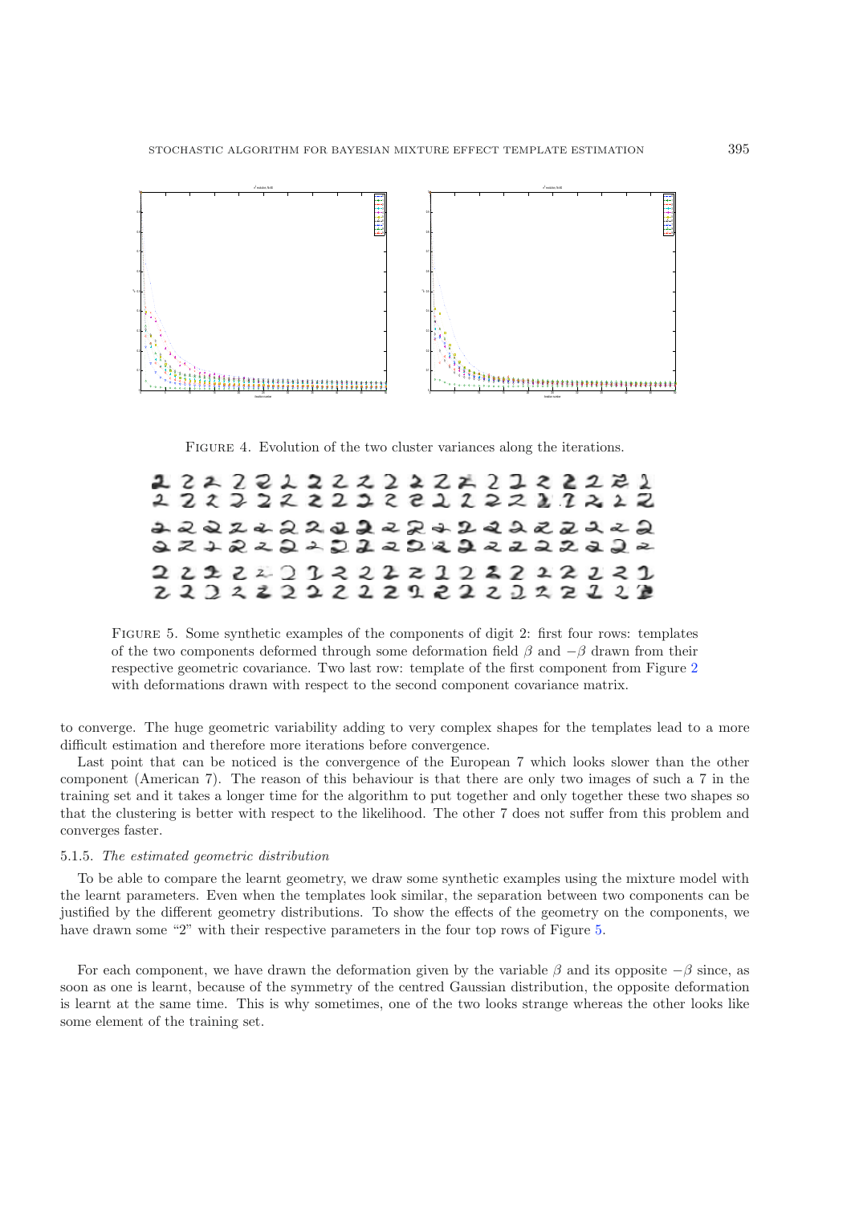FIGURE 4. Evolution of the two cluster variances along the iterations.

FIGURE 5. Some synthetic examples of the components of digit 2: first four rows: templates of the two components deformed through some deformation field $\beta$ and $-\beta$ drawn from their respective geometric covariance. Two last row: template of the first component from Figure 2 with deformations drawn with respect to the second component covariance matrix.

to converge. The huge geometric variability adding to very complex shapes for the templates lead to a more difficult estimation and therefore more iterations before convergence.

Last point that can be noticed is the convergence of the European 7 which looks slower than the other component (American 7). The reason of this behaviour is that there are only two images of such a 7 in the training set and it takes a longer time for the algorithm to put together and only together these two shapes so that the clustering is better with respect to the likelihood. The other 7 does not suffer from this problem and converges faster.

### 5.1.5. *The estimated geometric distribution*

To be able to compare the learnt geometry, we draw some synthetic examples using the mixture model with the learnt parameters. Even when the templates look similar, the separation between two components can be justified by the different geometry distributions. To show the effects of the geometry on the components, we have drawn some "2" with their respective parameters in the four top rows of Figure 5.

For each component, we have drawn the deformation given by the variable $\beta$ and its opposite $-\beta$ since, as soon as one is learnt, because of the symmetry of the centred Gaussian distribution, the opposite deformation is learnt at the same time. This is why sometimes, one of the two looks strange whereas the other looks like some element of the training set.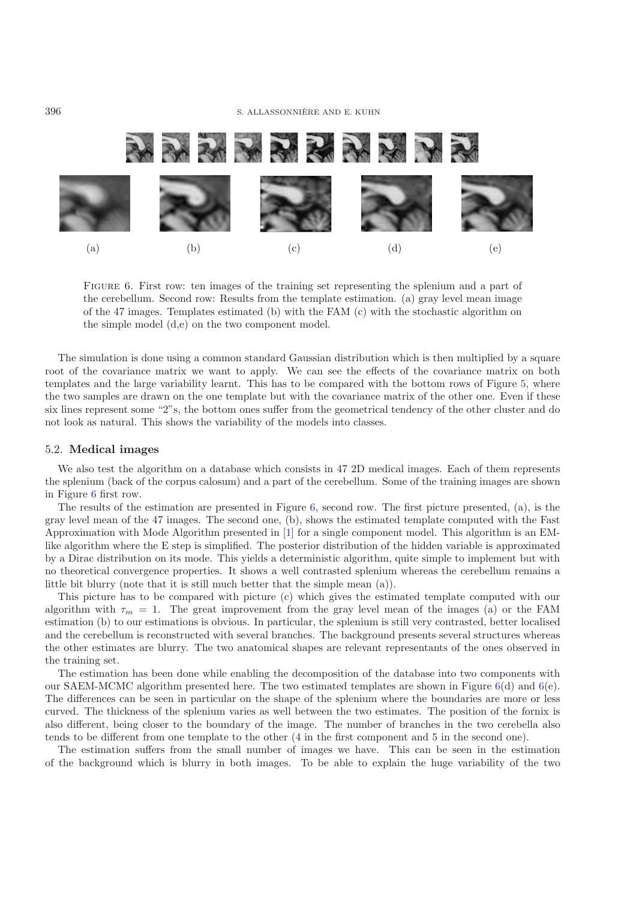FIGURE 6. First row: ten images of the training set representing the splenium and a part of the cerebellum. Second row: Results from the template estimation. (a) gray level mean image of the 47 images. Templates estimated (b) with the FAM (c) with the stochastic algorithm on the simple model (d,e) on the two component model.

The simulation is done using a common standard Gaussian distribution which is then multiplied by a square root of the covariance matrix we want to apply. We can see the effects of the covariance matrix on both templates and the large variability learnt. This has to be compared with the bottom rows of Figure 5, where the two samples are drawn on the one template but with the covariance matrix of the other one. Even if these six lines represent some "2"s, the bottom ones suffer from the geometrical tendency of the other cluster and do not look as natural. This shows the variability of the models into classes.

### 5.2. **Medical images**

We also test the algorithm on a database which consists in 47 2D medical images. Each of them represents the splenium (back of the corpus calosum) and a part of the cerebellum. Some of the training images are shown in Figure 6 first row.

The results of the estimation are presented in Figure 6, second row. The first picture presented, (a), is the gray level mean of the 47 images. The second one, (b), shows the estimated template computed with the Fast Approximation with Mode Algorithm presented in [1] for a single component model. This algorithm is an EM-like algorithm where the E step is simplified. The posterior distribution of the hidden variable is approximated by a Dirac distribution on its mode. This yields a deterministic algorithm, quite simple to implement but with no theoretical convergence properties. It shows a well contrasted splenium whereas the cerebellum remains a little bit blurry (note that it is still much better that the simple mean (a)).

This picture has to be compared with picture (c) which gives the estimated template computed with our algorithm with $\tau_m = 1$. The great improvement from the gray level mean of the images (a) or the FAM estimation (b) to our estimations is obvious. In particular, the splenium is still very contrasted, better localised and the cerebellum is reconstructed with several branches. The background presents several structures whereas the other estimates are blurry. The two anatomical shapes are relevant representants of the ones observed in the training set.

The estimation has been done while enabling the decomposition of the database into two components with our SAEM-MCMC algorithm presented here. The two estimated templates are shown in Figure 6(d) and 6(e). The differences can be seen in particular on the shape of the splenium where the boundaries are more or less curved. The thickness of the splenium varies as well between the two estimates. The position of the fornix is also different, being closer to the boundary of the image. The number of branches in the two cerebella also tends to be different from one template to the other (4 in the first component and 5 in the second one).

The estimation suffers from the small number of images we have. This can be seen in the estimation of the background which is blurry in both images. To be able to explain the huge variability of the two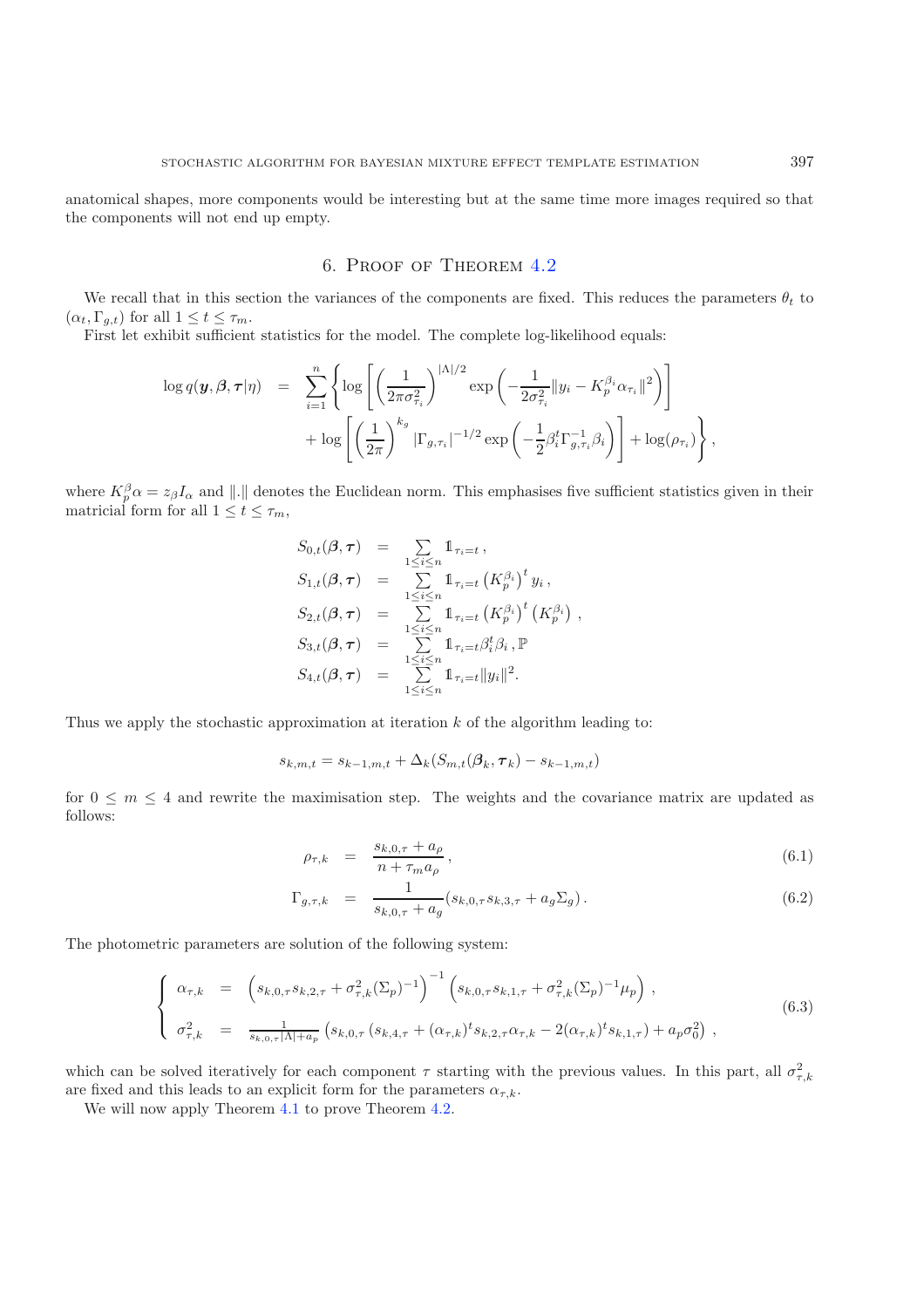anatomical shapes, more components would be interesting but at the same time more images required so that the components will not end up empty.

## 6. Proof of Theorem 4.2

We recall that in this section the variances of the components are fixed. This reduces the parameters $\theta_t$ to $(\alpha_t, \Gamma_{g,t})$ for all $1 \le t \le \tau_m$.

First let exhibit sufficient statistics for the model. The complete log-likelihood equals:

$$
\begin{aligned}
\log q(\boldsymbol{y}, \boldsymbol{\beta}, \boldsymbol{\tau} | \eta) \quad = \quad & \sum_{i=1}^{n} \Bigg\{ \log \left[ \left( \frac{1}{2\pi\sigma_{\tau_i}^2} \right)^{|\Lambda|/2} \exp\left( -\frac{1}{2\sigma_{\tau_i}^2} \| y_i - K_p^{\beta_i} \alpha_{\tau_i} \|^2 \right) \right] \\
& + \log \left[ \left( \frac{1}{2\pi} \right)^{k_g} |\Gamma_{g,\tau_i}|^{-1/2} \exp\left( -\frac{1}{2} \beta_i^t \Gamma_{g,\tau_i}^{-1} \beta_i \right) \right] + \log(\rho_{\tau_i}) \Bigg\} ,
\end{aligned}
$$

where $K_p^\beta \alpha = z_\beta I_\alpha$ and $\|.\|$ denotes the Euclidean norm. This emphasises five sufficient statistics given in their matricial form for all $1 \le t \le \tau_m$,

$$
\begin{aligned}
S_{0,t}(\boldsymbol{\beta}, \boldsymbol{\tau}) &= \sum_{1 \le i \le n} \mathbb{1}_{\tau_i = t} \, , \\
S_{1,t}(\boldsymbol{\beta}, \boldsymbol{\tau}) &= \sum_{1 \le i \le n} \mathbb{1}_{\tau_i = t} \left( K_p^{\beta_i} \right)^t y_i \, , \\
S_{2,t}(\boldsymbol{\beta}, \boldsymbol{\tau}) &= \sum_{1 \le i \le n} \mathbb{1}_{\tau_i = t} \left( K_p^{\beta_i} \right)^t \left( K_p^{\beta_i} \right) \, , \\
S_{3,t}(\boldsymbol{\beta}, \boldsymbol{\tau}) &= \sum_{1 \le i \le n} \mathbb{1}_{\tau_i = t} \beta_i^t \beta_i \, , \mathbb{P} \\
S_{4,t}(\boldsymbol{\beta}, \boldsymbol{\tau}) &= \sum_{1 \le i \le n} \mathbb{1}_{\tau_i = t} \| y_i \|^2 .
\end{aligned}
$$

Thus we apply the stochastic approximation at iteration $k$ of the algorithm leading to:

$$
s_{k,m,t} = s_{k-1,m,t} + \Delta_k (S_{m,t}(\boldsymbol{\beta}_k, \boldsymbol{\tau}_k) - s_{k-1,m,t})
$$

for $0 \le m \le 4$ and rewrite the maximisation step. The weights and the covariance matrix are updated as follows:

$$
\rho_{\tau,k} = \frac{s_{k,0,\tau} + a_\rho}{n + \tau_m a_\rho} \, , \tag{6.1}
$$

$$
\Gamma_{g,\tau,k} = \frac{1}{s_{k,0,\tau} + a_g} (s_{k,0,\tau} s_{k,3,\tau} + a_g \Sigma_g) \, . \tag{6.2}
$$

The photometric parameters are solution of the following system:

$$
\left\{
\begin{aligned}
\alpha_{\tau,k} &= \left( s_{k,0,\tau} s_{k,2,\tau} + \sigma_{\tau,k}^2 (\Sigma_p)^{-1} \right)^{-1} \left( s_{k,0,\tau} s_{k,1,\tau} + \sigma_{\tau,k}^2 (\Sigma_p)^{-1} \mu_p \right) \, , \\
\sigma_{\tau,k}^2 &= \tfrac{1}{s_{k,0,\tau} |\Lambda| + a_p} \left( s_{k,0,\tau} \left( s_{k,4,\tau} + (\alpha_{\tau,k})^t s_{k,2,\tau} \alpha_{\tau,k} - 2 (\alpha_{\tau,k})^t s_{k,1,\tau} \right) + a_p \sigma_0^2 \right) \, ,
\end{aligned}
\right. \tag{6.3}
$$

which can be solved iteratively for each component $\tau$ starting with the previous values. In this part, all $\sigma_{\tau,k}^2$ are fixed and this leads to an explicit form for the parameters $\alpha_{\tau,k}$.

We will now apply Theorem 4.1 to prove Theorem 4.2.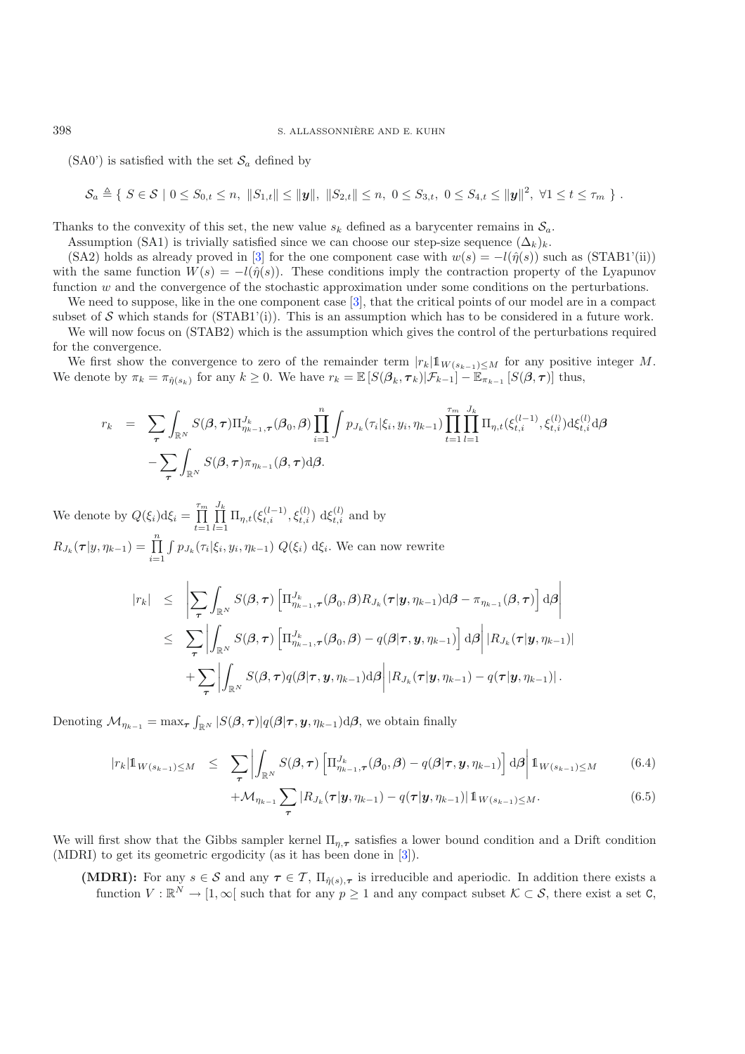(SA0') is satisfied with the set $\mathcal{S}_a$ defined by

$$\mathcal{S}_a \triangleq \{ \ S \in \mathcal{S} \mid 0 \leq S_{0,t} \leq n, \ \|S_{1,t}\| \leq \|\boldsymbol{y}\|, \ \|S_{2,t}\| \leq n, \ 0 \leq S_{3,t}, \ 0 \leq S_{4,t} \leq \|\boldsymbol{y}\|^2, \ \forall 1 \leq t \leq \tau_m \ \} \, .$$

Thanks to the convexity of this set, the new value $s_k$ defined as a barycenter remains in $\mathcal{S}_a$.

Assumption (SA1) is trivially satisfied since we can choose our step-size sequence $(\Delta_k)_k$.

(SA2) holds as already proved in [3] for the one component case with $w(s) = -l(\hat{\eta}(s))$ such as (STAB1'(ii)) with the same function $W(s) = -l(\hat{\eta}(s))$. These conditions imply the contraction property of the Lyapunov function $w$ and the convergence of the stochastic approximation under some conditions on the perturbations.

We need to suppose, like in the one component case [3], that the critical points of our model are in a compact subset of $\mathcal{S}$ which stands for (STAB1'(i)). This is an assumption which has to be considered in a future work.

We will now focus on (STAB2) which is the assumption which gives the control of the perturbations required for the convergence.

We first show the convergence to zero of the remainder term $|r_k| \mathbb{1}_{W(s_{k-1}) \leq M}$ for any positive integer $M$. We denote by $\pi_k = \pi_{\hat{\eta}(s_k)}$ for any $k \geq 0$. We have $r_k = \mathbb{E}\left[S(\boldsymbol{\beta}_k, \boldsymbol{\tau}_k)|\mathcal{F}_{k-1}\right] - \mathbb{E}_{\pi_{k-1}}\left[S(\boldsymbol{\beta}, \boldsymbol{\tau})\right]$ thus,

$$\begin{aligned}
r_k &= \sum_{\boldsymbol{\tau}} \int_{\mathbb{R}^N} S(\boldsymbol{\beta}, \boldsymbol{\tau}) \Pi^{J_k}_{\eta_{k-1}, \boldsymbol{\tau}}(\boldsymbol{\beta}_0, \boldsymbol{\beta}) \prod_{i=1}^{n} \int p_{J_k}(\tau_i | \xi_i, y_i, \eta_{k-1}) \prod_{t=1}^{\tau_m} \prod_{l=1}^{J_k} \Pi_{\eta,t}(\xi^{(l-1)}_{t,i}, \xi^{(l)}_{t,i}) \mathrm{d}\xi^{(l)}_{t,i} \mathrm{d}\boldsymbol{\beta} \\
&\quad - \sum_{\boldsymbol{\tau}} \int_{\mathbb{R}^N} S(\boldsymbol{\beta}, \boldsymbol{\tau}) \pi_{\eta_{k-1}}(\boldsymbol{\beta}, \boldsymbol{\tau}) \mathrm{d}\boldsymbol{\beta}.
\end{aligned}$$

We denote by $Q(\xi_i)\mathrm{d}\xi_i = \prod_{t=1}^{\tau_m} \prod_{l=1}^{J_k} \Pi_{\eta,t}(\xi^{(l-1)}_{t,i}, \xi^{(l)}_{t,i}) \ \mathrm{d}\xi^{(l)}_{t,i}$ and by

$R_{J_k}(\boldsymbol{\tau}|y, \eta_{k-1}) = \prod_{i=1}^{n} \int p_{J_k}(\tau_i | \xi_i, y_i, \eta_{k-1}) \ Q(\xi_i) \ \mathrm{d}\xi_i$. We can now rewrite

$$\begin{aligned}
|r_k| &\leq \left| \sum_{\boldsymbol{\tau}} \int_{\mathbb{R}^N} S(\boldsymbol{\beta}, \boldsymbol{\tau}) \left[ \Pi^{J_k}_{\eta_{k-1}, \boldsymbol{\tau}}(\boldsymbol{\beta}_0, \boldsymbol{\beta}) R_{J_k}(\boldsymbol{\tau}|\boldsymbol{y}, \eta_{k-1}) \mathrm{d}\boldsymbol{\beta} - \pi_{\eta_{k-1}}(\boldsymbol{\beta}, \boldsymbol{\tau}) \right] \mathrm{d}\boldsymbol{\beta} \right| \\
&\leq \sum_{\boldsymbol{\tau}} \left| \int_{\mathbb{R}^N} S(\boldsymbol{\beta}, \boldsymbol{\tau}) \left[ \Pi^{J_k}_{\eta_{k-1}, \boldsymbol{\tau}}(\boldsymbol{\beta}_0, \boldsymbol{\beta}) - q(\boldsymbol{\beta}|\boldsymbol{\tau}, \boldsymbol{y}, \eta_{k-1}) \right] \mathrm{d}\boldsymbol{\beta} \right| |R_{J_k}(\boldsymbol{\tau}|\boldsymbol{y}, \eta_{k-1})| \\
&\quad + \sum_{\boldsymbol{\tau}} \left| \int_{\mathbb{R}^N} S(\boldsymbol{\beta}, \boldsymbol{\tau}) q(\boldsymbol{\beta}|\boldsymbol{\tau}, \boldsymbol{y}, \eta_{k-1}) \mathrm{d}\boldsymbol{\beta} \right| |R_{J_k}(\boldsymbol{\tau}|\boldsymbol{y}, \eta_{k-1}) - q(\boldsymbol{\tau}|\boldsymbol{y}, \eta_{k-1})| \, .
\end{aligned}$$

Denoting $\mathcal{M}_{\eta_{k-1}} = \max_{\boldsymbol{\tau}} \int_{\mathbb{R}^N} |S(\boldsymbol{\beta}, \boldsymbol{\tau})| q(\boldsymbol{\beta}|\boldsymbol{\tau}, \boldsymbol{y}, \eta_{k-1}) \mathrm{d}\boldsymbol{\beta}$, we obtain finally

$$|r_k| \mathbb{1}_{W(s_{k-1}) \leq M} \leq \sum_{\boldsymbol{\tau}} \left| \int_{\mathbb{R}^N} S(\boldsymbol{\beta}, \boldsymbol{\tau}) \left[ \Pi^{J_k}_{\eta_{k-1}, \boldsymbol{\tau}}(\boldsymbol{\beta}_0, \boldsymbol{\beta}) - q(\boldsymbol{\beta}|\boldsymbol{\tau}, \boldsymbol{y}, \eta_{k-1}) \right] \mathrm{d}\boldsymbol{\beta} \right| \mathbb{1}_{W(s_{k-1}) \leq M} \tag{6.4}$$

$$+ \mathcal{M}_{\eta_{k-1}} \sum_{\boldsymbol{\tau}} |R_{J_k}(\boldsymbol{\tau}|\boldsymbol{y}, \eta_{k-1}) - q(\boldsymbol{\tau}|\boldsymbol{y}, \eta_{k-1})| \, \mathbb{1}_{W(s_{k-1}) \leq M}. \tag{6.5}$$

We will first show that the Gibbs sampler kernel $\Pi_{\eta, \boldsymbol{\tau}}$ satisfies a lower bound condition and a Drift condition (MDRI) to get its geometric ergodicity (as it has been done in [3]).

**(MDRI):** For any $s \in \mathcal{S}$ and any $\boldsymbol{\tau} \in \mathcal{T}$, $\Pi_{\hat{\eta}(s), \boldsymbol{\tau}}$ is irreducible and aperiodic. In addition there exists a function $V : \mathbb{R}^N \to [1, \infty[$ such that for any $p \geq 1$ and any compact subset $\mathcal{K} \subset \mathcal{S}$, there exist a set $\mathtt{C}$,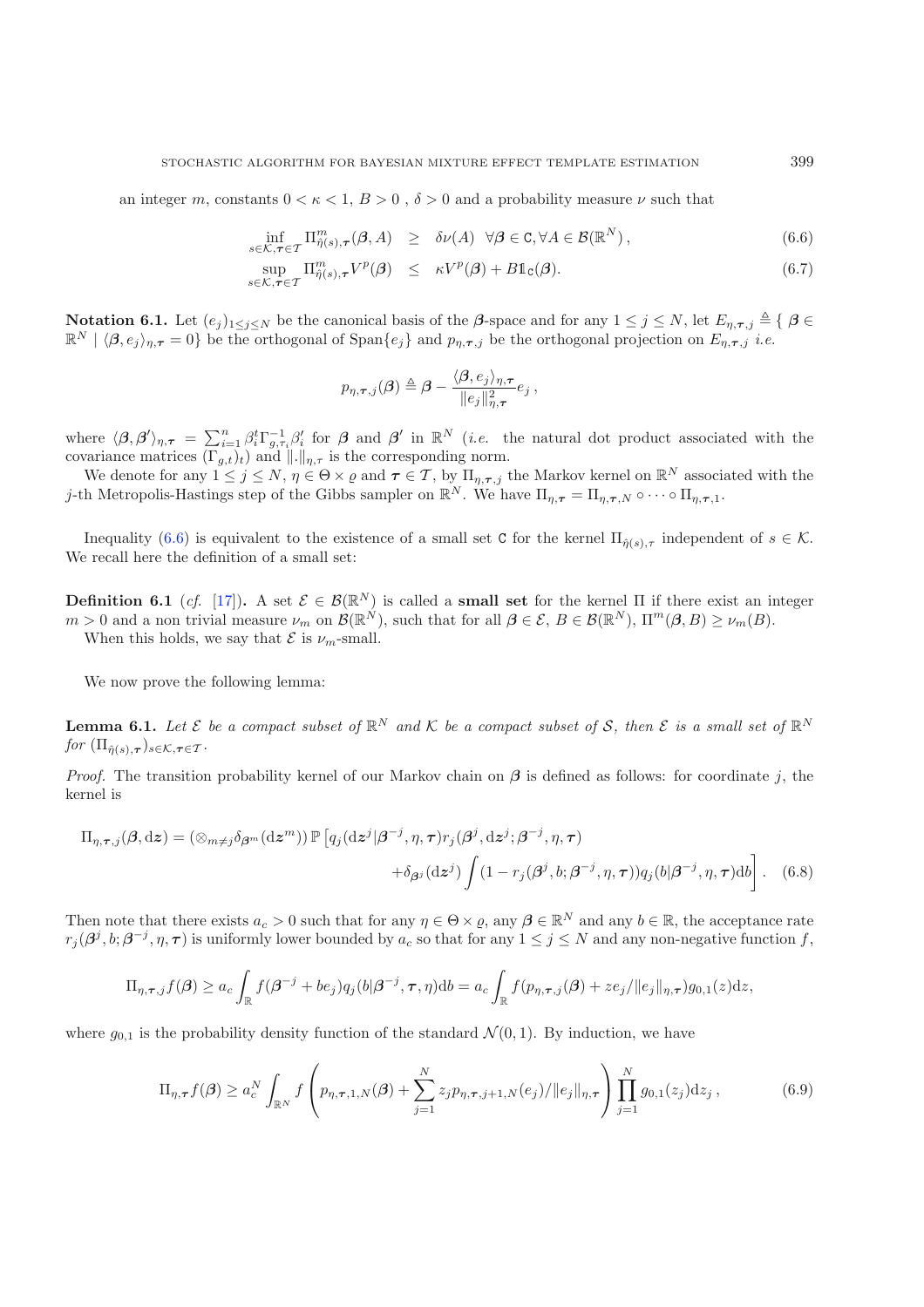an integer $m$, constants $0 < \kappa < 1$, $B > 0$ , $\delta > 0$ and a probability measure $\nu$ such that

$$\inf_{s \in \mathcal{K}, \boldsymbol{\tau} \in \mathcal{T}} \Pi^m_{\hat{\eta}(s),\boldsymbol{\tau}}(\boldsymbol{\beta}, A) \quad \geq \quad \delta \nu(A) \quad \forall \boldsymbol{\beta} \in \mathtt{C}, \forall A \in \mathcal{B}(\mathbb{R}^N)\,, \tag{6.6}$$

$$\sup_{s \in \mathcal{K}, \boldsymbol{\tau} \in \mathcal{T}} \Pi^m_{\hat{\eta}(s),\boldsymbol{\tau}} V^p(\boldsymbol{\beta}) \quad \leq \quad \kappa V^p(\boldsymbol{\beta}) + B \mathbb{1}_{\mathtt{C}}(\boldsymbol{\beta}). \tag{6.7}$$

**Notation 6.1.** Let $(e_j)_{1 \leq j \leq N}$ be the canonical basis of the $\boldsymbol{\beta}$-space and for any $1 \leq j \leq N$, let $E_{\eta,\boldsymbol{\tau},j} \triangleq \{ \boldsymbol{\beta} \in \mathbb{R}^N \mid \langle \boldsymbol{\beta}, e_j \rangle_{\eta,\boldsymbol{\tau}} = 0\}$ be the orthogonal of $\mathrm{Span}\{e_j\}$ and $p_{\eta,\boldsymbol{\tau},j}$ be the orthogonal projection on $E_{\eta,\boldsymbol{\tau},j}$ *i.e.*

$$p_{\eta,\boldsymbol{\tau},j}(\boldsymbol{\beta}) \triangleq \boldsymbol{\beta} - \frac{\langle \boldsymbol{\beta}, e_j \rangle_{\eta,\boldsymbol{\tau}}}{\|e_j\|^2_{\eta,\boldsymbol{\tau}}} e_j\,,$$

where $\langle \boldsymbol{\beta}, \boldsymbol{\beta}' \rangle_{\eta,\boldsymbol{\tau}} = \sum_{i=1}^n \beta_i^t \Gamma^{-1}_{g,\tau_i} \beta'_i$ for $\boldsymbol{\beta}$ and $\boldsymbol{\beta}'$ in $\mathbb{R}^N$ (*i.e.* the natural dot product associated with the covariance matrices $(\Gamma_{g,t})_t$) and $\|.\|_{\eta,\tau}$ is the corresponding norm.

We denote for any $1 \leq j \leq N$, $\eta \in \Theta \times \varrho$ and $\boldsymbol{\tau} \in \mathcal{T}$, by $\Pi_{\eta,\boldsymbol{\tau},j}$ the Markov kernel on $\mathbb{R}^N$ associated with the $j$-th Metropolis-Hastings step of the Gibbs sampler on $\mathbb{R}^N$. We have $\Pi_{\eta,\boldsymbol{\tau}} = \Pi_{\eta,\boldsymbol{\tau},N} \circ \cdots \circ \Pi_{\eta,\boldsymbol{\tau},1}$.

Inequality (6.6) is equivalent to the existence of a small set $\mathtt{C}$ for the kernel $\Pi_{\hat{\eta}(s),\tau}$ independent of $s \in \mathcal{K}$. We recall here the definition of a small set:

**Definition 6.1** (*cf.* [17])**.** A set $\mathcal{E} \in \mathcal{B}(\mathbb{R}^N)$ is called a **small set** for the kernel $\Pi$ if there exist an integer $m > 0$ and a non trivial measure $\nu_m$ on $\mathcal{B}(\mathbb{R}^N)$, such that for all $\boldsymbol{\beta} \in \mathcal{E}$, $B \in \mathcal{B}(\mathbb{R}^N)$, $\Pi^m(\boldsymbol{\beta}, B) \geq \nu_m(B)$.

When this holds, we say that $\mathcal{E}$ is $\nu_m$-small.

We now prove the following lemma:

**Lemma 6.1.** *Let $\mathcal{E}$ be a compact subset of $\mathbb{R}^N$ and $\mathcal{K}$ be a compact subset of $\mathcal{S}$, then $\mathcal{E}$ is a small set of $\mathbb{R}^N$ for $(\Pi_{\hat{\eta}(s),\boldsymbol{\tau}})_{s \in \mathcal{K}, \boldsymbol{\tau} \in \mathcal{T}}$.*

*Proof.* The transition probability kernel of our Markov chain on $\boldsymbol{\beta}$ is defined as follows: for coordinate $j$, the kernel is

$$\Pi_{\eta,\boldsymbol{\tau},j}(\boldsymbol{\beta}, \mathrm{d}\boldsymbol{z}) = (\otimes_{m \neq j} \delta_{\boldsymbol{\beta}^m}(\mathrm{d}\boldsymbol{z}^m))\, \mathbb{P}\Big[ q_j(\mathrm{d}\boldsymbol{z}^j | \boldsymbol{\beta}^{-j}, \eta, \boldsymbol{\tau}) r_j(\boldsymbol{\beta}^j, \mathrm{d}\boldsymbol{z}^j; \boldsymbol{\beta}^{-j}, \eta, \boldsymbol{\tau}) \\ + \delta_{\boldsymbol{\beta}^j}(\mathrm{d}\boldsymbol{z}^j) \int (1 - r_j(\boldsymbol{\beta}^j, b; \boldsymbol{\beta}^{-j}, \eta, \boldsymbol{\tau})) q_j(b | \boldsymbol{\beta}^{-j}, \eta, \boldsymbol{\tau}) \mathrm{d}b \Big]. \tag{6.8}$$

Then note that there exists $a_c > 0$ such that for any $\eta \in \Theta \times \varrho$, any $\boldsymbol{\beta} \in \mathbb{R}^N$ and any $b \in \mathbb{R}$, the acceptance rate $r_j(\boldsymbol{\beta}^j, b; \boldsymbol{\beta}^{-j}, \eta, \boldsymbol{\tau})$ is uniformly lower bounded by $a_c$ so that for any $1 \leq j \leq N$ and any non-negative function $f$,

$$\Pi_{\eta,\boldsymbol{\tau},j} f(\boldsymbol{\beta}) \geq a_c \int_{\mathbb{R}} f(\boldsymbol{\beta}^{-j} + b e_j) q_j(b | \boldsymbol{\beta}^{-j}, \boldsymbol{\tau}, \eta) \mathrm{d}b = a_c \int_{\mathbb{R}} f(p_{\eta,\boldsymbol{\tau},j}(\boldsymbol{\beta}) + z e_j / \|e_j\|_{\eta,\boldsymbol{\tau}}) g_{0,1}(z) \mathrm{d}z,$$

where $g_{0,1}$ is the probability density function of the standard $\mathcal{N}(0, 1)$. By induction, we have

$$\Pi_{\eta,\boldsymbol{\tau}} f(\boldsymbol{\beta}) \geq a_c^N \int_{\mathbb{R}^N} f\left( p_{\eta,\boldsymbol{\tau},1,N}(\boldsymbol{\beta}) + \sum_{j=1}^N z_j p_{\eta,\boldsymbol{\tau},j+1,N}(e_j) / \|e_j\|_{\eta,\boldsymbol{\tau}} \right) \prod_{j=1}^N g_{0,1}(z_j) \mathrm{d}z_j\,, \tag{6.9}$$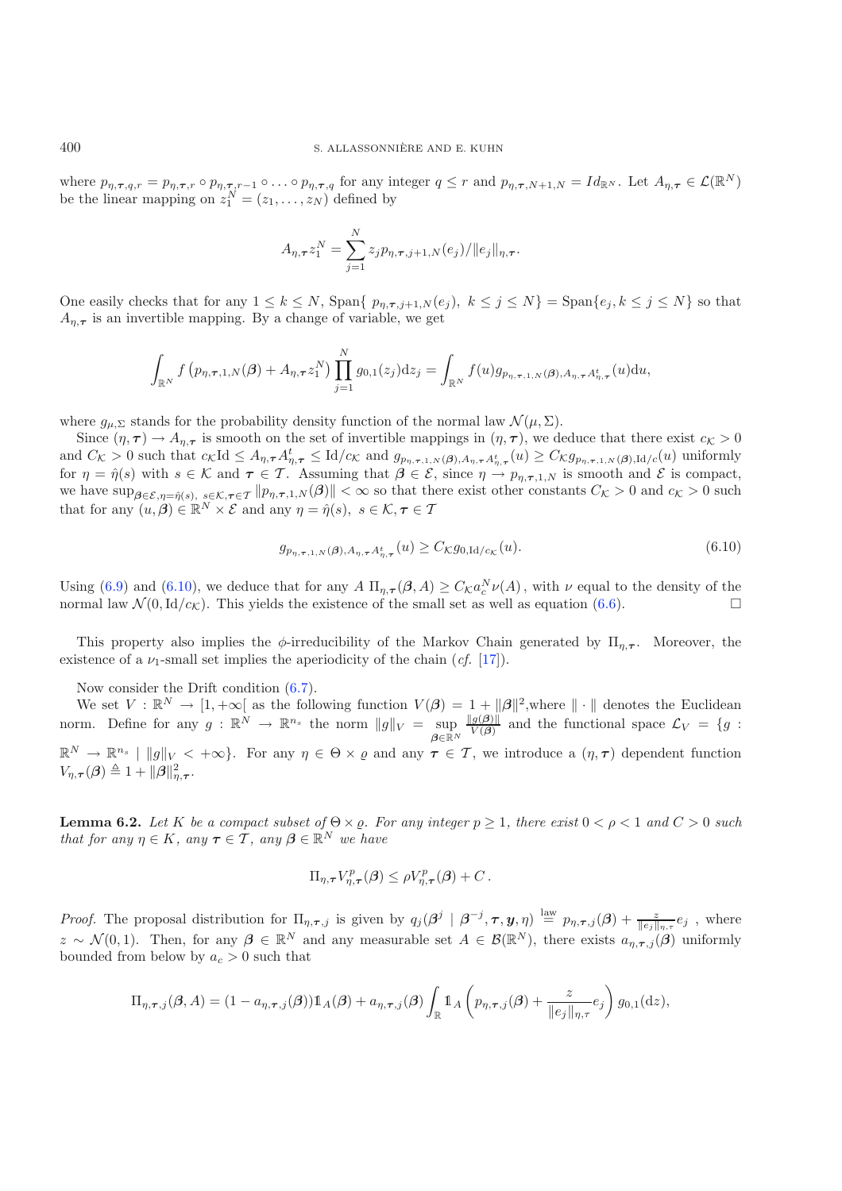where $p_{\eta,\boldsymbol{\tau},q,r} = p_{\eta,\boldsymbol{\tau},r} \circ p_{\eta,\boldsymbol{\tau},r-1} \circ \ldots \circ p_{\eta,\boldsymbol{\tau},q}$ for any integer $q \leq r$ and $p_{\eta,\boldsymbol{\tau},N+1,N} = Id_{\mathbb{R}^N}$. Let $A_{\eta,\boldsymbol{\tau}} \in \mathcal{L}(\mathbb{R}^N)$ be the linear mapping on $z_1^N = (z_1, \ldots, z_N)$ defined by

$$A_{\eta,\boldsymbol{\tau}} z_1^N = \sum_{j=1}^{N} z_j p_{\eta,\boldsymbol{\tau},j+1,N}(e_j)/\|e_j\|_{\eta,\boldsymbol{\tau}}.$$

One easily checks that for any $1 \leq k \leq N$, $\mathrm{Span}\{\, p_{\eta,\boldsymbol{\tau},j+1,N}(e_j),\ k \leq j \leq N\} = \mathrm{Span}\{e_j, k \leq j \leq N\}$ so that $A_{\eta,\boldsymbol{\tau}}$ is an invertible mapping. By a change of variable, we get

$$\int_{\mathbb{R}^N} f\left(p_{\eta,\boldsymbol{\tau},1,N}(\boldsymbol{\beta}) + A_{\eta,\boldsymbol{\tau}} z_1^N\right) \prod_{j=1}^{N} g_{0,1}(z_j)\mathrm{d}z_j = \int_{\mathbb{R}^N} f(u) g_{p_{\eta,\boldsymbol{\tau},1,N}(\boldsymbol{\beta}), A_{\eta,\boldsymbol{\tau}} A_{\eta,\boldsymbol{\tau}}^t}(u)\mathrm{d}u,$$

where $g_{\mu,\Sigma}$ stands for the probability density function of the normal law $\mathcal{N}(\mu, \Sigma)$.

Since $(\eta, \boldsymbol{\tau}) \to A_{\eta,\boldsymbol{\tau}}$ is smooth on the set of invertible mappings in $(\eta, \boldsymbol{\tau})$, we deduce that there exist $c_{\mathcal{K}} > 0$ and $C_{\mathcal{K}} > 0$ such that $c_{\mathcal{K}}\mathrm{Id} \leq A_{\eta,\boldsymbol{\tau}} A_{\eta,\boldsymbol{\tau}}^t \leq \mathrm{Id}/c_{\mathcal{K}}$ and $g_{p_{\eta,\boldsymbol{\tau},1,N}(\boldsymbol{\beta}), A_{\eta,\boldsymbol{\tau}} A_{\eta,\boldsymbol{\tau}}^t}(u) \geq C_{\mathcal{K}} g_{p_{\eta,\boldsymbol{\tau},1,N}(\boldsymbol{\beta}),\mathrm{Id}/c}(u)$ uniformly for $\eta = \hat{\eta}(s)$ with $s \in \mathcal{K}$ and $\boldsymbol{\tau} \in \mathcal{T}$. Assuming that $\boldsymbol{\beta} \in \mathcal{E}$, since $\eta \to p_{\eta,\boldsymbol{\tau},1,N}$ is smooth and $\mathcal{E}$ is compact, we have $\sup_{\boldsymbol{\beta} \in \mathcal{E}, \eta = \hat{\eta}(s),\ s \in \mathcal{K}, \boldsymbol{\tau} \in \mathcal{T}} \|p_{\eta,\boldsymbol{\tau},1,N}(\boldsymbol{\beta})\| < \infty$ so that there exist other constants $C_{\mathcal{K}} > 0$ and $c_{\mathcal{K}} > 0$ such that for any $(u, \boldsymbol{\beta}) \in \mathbb{R}^N \times \mathcal{E}$ and any $\eta = \hat{\eta}(s),\ s \in \mathcal{K}, \boldsymbol{\tau} \in \mathcal{T}$

$$g_{p_{\eta,\boldsymbol{\tau},1,N}(\boldsymbol{\beta}), A_{\eta,\boldsymbol{\tau}} A_{\eta,\boldsymbol{\tau}}^t}(u) \geq C_{\mathcal{K}} g_{0,\mathrm{Id}/c_{\mathcal{K}}}(u). \tag{6.10}$$

Using (6.9) and (6.10), we deduce that for any $A$ $\Pi_{\eta,\boldsymbol{\tau}}(\boldsymbol{\beta}, A) \geq C_{\mathcal{K}} a_c^N \nu(A)$, with $\nu$ equal to the density of the normal law $\mathcal{N}(0, \mathrm{Id}/c_{\mathcal{K}})$. This yields the existence of the small set as well as equation (6.6). $\square$

This property also implies the $\phi$-irreducibility of the Markov Chain generated by $\Pi_{\eta,\boldsymbol{\tau}}$. Moreover, the existence of a $\nu_1$-small set implies the aperiodicity of the chain (*cf.* [17]).

Now consider the Drift condition (6.7).

We set $V : \mathbb{R}^N \to [1, +\infty[$ as the following function $V(\boldsymbol{\beta}) = 1 + \|\boldsymbol{\beta}\|^2$,where $\|\cdot\|$ denotes the Euclidean norm. Define for any $g : \mathbb{R}^N \to \mathbb{R}^{n_s}$ the norm $\|g\|_V = \sup_{\boldsymbol{\beta} \in \mathbb{R}^N} \frac{\|g(\boldsymbol{\beta})\|}{V(\boldsymbol{\beta})}$ and the functional space $\mathcal{L}_V = \{g : \mathbb{R}^N \to \mathbb{R}^{n_s} \mid \|g\|_V < +\infty\}$. For any $\eta \in \Theta \times \varrho$ and any $\boldsymbol{\tau} \in \mathcal{T}$, we introduce a $(\eta, \boldsymbol{\tau})$ dependent function $V_{\eta,\boldsymbol{\tau}}(\boldsymbol{\beta}) \triangleq 1 + \|\boldsymbol{\beta}\|_{\eta,\boldsymbol{\tau}}^2$.

**Lemma 6.2.** *Let $K$ be a compact subset of $\Theta \times \varrho$. For any integer $p \geq 1$, there exist $0 < \rho < 1$ and $C > 0$ such that for any $\eta \in K$, any $\boldsymbol{\tau} \in \mathcal{T}$, any $\boldsymbol{\beta} \in \mathbb{R}^N$ we have*

$$\Pi_{\eta,\boldsymbol{\tau}} V_{\eta,\boldsymbol{\tau}}^p(\boldsymbol{\beta}) \leq \rho V_{\eta,\boldsymbol{\tau}}^p(\boldsymbol{\beta}) + C\,.$$

*Proof.* The proposal distribution for $\Pi_{\eta,\boldsymbol{\tau},j}$ is given by $q_j(\boldsymbol{\beta}^j \mid \boldsymbol{\beta}^{-j}, \boldsymbol{\tau}, \boldsymbol{y}, \eta) \overset{\text{law}}{=} p_{\eta,\boldsymbol{\tau},j}(\boldsymbol{\beta}) + \frac{z}{\|e_j\|_{\eta,\tau}} e_j$ , where $z \sim \mathcal{N}(0, 1)$. Then, for any $\boldsymbol{\beta} \in \mathbb{R}^N$ and any measurable set $A \in \mathcal{B}(\mathbb{R}^N)$, there exists $a_{\eta,\boldsymbol{\tau},j}(\boldsymbol{\beta})$ uniformly bounded from below by $a_c > 0$ such that

$$\Pi_{\eta,\boldsymbol{\tau},j}(\boldsymbol{\beta}, A) = (1 - a_{\eta,\boldsymbol{\tau},j}(\boldsymbol{\beta}))\mathbb{1}_A(\boldsymbol{\beta}) + a_{\eta,\boldsymbol{\tau},j}(\boldsymbol{\beta}) \int_{\mathbb{R}} \mathbb{1}_A\left(p_{\eta,\boldsymbol{\tau},j}(\boldsymbol{\beta}) + \frac{z}{\|e_j\|_{\eta,\tau}} e_j\right) g_{0,1}(\mathrm{d}z),$$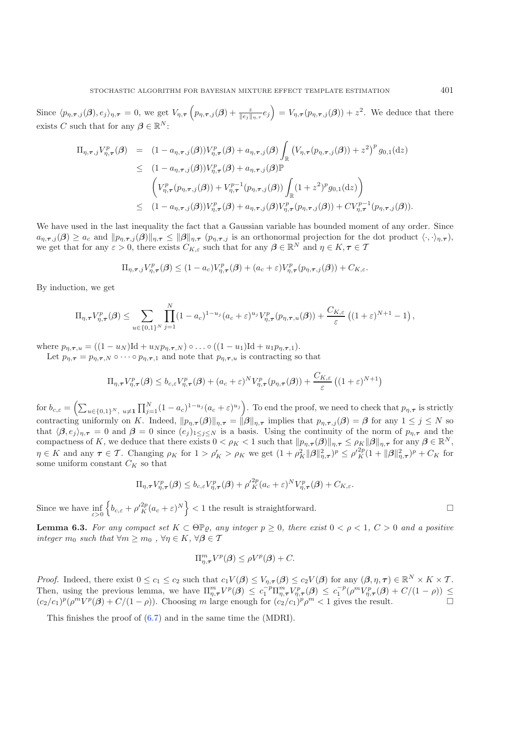Since $\langle p_{\eta,\boldsymbol{\tau},j}(\boldsymbol{\beta}), e_j\rangle_{\eta,\boldsymbol{\tau}} = 0$, we get $V_{\eta,\boldsymbol{\tau}}\left(p_{\eta,\boldsymbol{\tau},j}(\boldsymbol{\beta}) + \frac{z}{\|e_j\|_{\eta,\tau}} e_j\right) = V_{\eta,\boldsymbol{\tau}}(p_{\eta,\boldsymbol{\tau},j}(\boldsymbol{\beta})) + z^2$. We deduce that there exists $C$ such that for any $\boldsymbol{\beta} \in \mathbb{R}^N$:

$$
\begin{aligned}
\Pi_{\eta,\boldsymbol{\tau},j} V^p_{\eta,\boldsymbol{\tau}}(\boldsymbol{\beta}) &= (1 - a_{\eta,\boldsymbol{\tau},j}(\boldsymbol{\beta})) V^p_{\eta,\boldsymbol{\tau}}(\boldsymbol{\beta}) + a_{\eta,\boldsymbol{\tau},j}(\boldsymbol{\beta}) \int_{\mathbb{R}} \left(V_{\eta,\boldsymbol{\tau}}(p_{\eta,\boldsymbol{\tau},j}(\boldsymbol{\beta})) + z^2\right)^p g_{0,1}(\mathrm{d}z) \\
&\leq (1 - a_{\eta,\boldsymbol{\tau},j}(\boldsymbol{\beta})) V^p_{\eta,\boldsymbol{\tau}}(\boldsymbol{\beta}) + a_{\eta,\boldsymbol{\tau},j}(\boldsymbol{\beta}) \mathbb{P} \\
&\quad \left( V^p_{\eta,\boldsymbol{\tau}}(p_{\eta,\boldsymbol{\tau},j}(\boldsymbol{\beta})) + V^{p-1}_{\eta,\boldsymbol{\tau}}(p_{\eta,\boldsymbol{\tau},j}(\boldsymbol{\beta})) \int_{\mathbb{R}} (1+z^2)^p g_{0,1}(\mathrm{d}z) \right) \\
&\leq (1 - a_{\eta,\boldsymbol{\tau},j}(\boldsymbol{\beta})) V^p_{\eta,\boldsymbol{\tau}}(\boldsymbol{\beta}) + a_{\eta,\boldsymbol{\tau},j}(\boldsymbol{\beta}) V^p_{\eta,\boldsymbol{\tau}}(p_{\eta,\boldsymbol{\tau},j}(\boldsymbol{\beta})) + C V^{p-1}_{\eta,\boldsymbol{\tau}}(p_{\eta,\boldsymbol{\tau},j}(\boldsymbol{\beta})).
\end{aligned}
$$

We have used in the last inequality the fact that a Gaussian variable has bounded moment of any order. Since $a_{\eta,\boldsymbol{\tau},j}(\boldsymbol{\beta}) \geq a_c$ and $\|p_{\eta,\boldsymbol{\tau},j}(\boldsymbol{\beta})\|_{\eta,\boldsymbol{\tau}} \leq \|\boldsymbol{\beta}\|_{\eta,\boldsymbol{\tau}}$ ($p_{\eta,\boldsymbol{\tau},j}$ is an orthonormal projection for the dot product $\langle\cdot,\cdot\rangle_{\eta,\boldsymbol{\tau}}$), we get that for any $\varepsilon > 0$, there exists $C_{K,\varepsilon}$ such that for any $\boldsymbol{\beta} \in \mathbb{R}^N$ and $\eta \in K, \boldsymbol{\tau} \in \mathcal{T}$

$$
\Pi_{\eta,\boldsymbol{\tau},j} V^p_{\eta,\boldsymbol{\tau}}(\boldsymbol{\beta}) \leq (1 - a_c) V^p_{\eta,\boldsymbol{\tau}}(\boldsymbol{\beta}) + (a_c + \varepsilon) V^p_{\eta,\boldsymbol{\tau}}(p_{\eta,\boldsymbol{\tau},j}(\boldsymbol{\beta})) + C_{K,\varepsilon}.
$$

By induction, we get

$$
\Pi_{\eta,\boldsymbol{\tau}} V^p_{\eta,\boldsymbol{\tau}}(\boldsymbol{\beta}) \leq \sum_{u \in \{0,1\}^N} \prod_{j=1}^N (1-a_c)^{1-u_j} (a_c + \varepsilon)^{u_j} V^p_{\eta,\boldsymbol{\tau}}(p_{\eta,\boldsymbol{\tau},u}(\boldsymbol{\beta})) + \frac{C_{K,\varepsilon}}{\varepsilon}\left((1+\varepsilon)^{N+1} - 1\right),
$$

where $p_{\eta,\boldsymbol{\tau},u} = ((1-u_N)\mathrm{Id} + u_N p_{\eta,\boldsymbol{\tau},N}) \circ \ldots \circ ((1-u_1)\mathrm{Id} + u_1 p_{\eta,\boldsymbol{\tau},1})$.

Let $p_{\eta,\boldsymbol{\tau}} = p_{\eta,\boldsymbol{\tau},N} \circ \cdots \circ p_{\eta,\boldsymbol{\tau},1}$ and note that $p_{\eta,\boldsymbol{\tau},u}$ is contracting so that

$$
\Pi_{\eta,\boldsymbol{\tau}} V^p_{\eta,\boldsymbol{\tau}}(\boldsymbol{\beta}) \leq b_{c,\varepsilon} V^p_{\eta,\boldsymbol{\tau}}(\boldsymbol{\beta}) + (a_c + \varepsilon)^N V^p_{\eta,\boldsymbol{\tau}}(p_{\eta,\boldsymbol{\tau}}(\boldsymbol{\beta})) + \frac{C_{K,\varepsilon}}{\varepsilon}\left((1+\varepsilon)^{N+1}\right)
$$

for $b_{c,\varepsilon} = \left(\sum_{u \in \{0,1\}^N,\ u \neq \mathbf{1}} \prod_{j=1}^N (1-a_c)^{1-u_j}(a_c+\varepsilon)^{u_j}\right)$. To end the proof, we need to check that $p_{\eta,\boldsymbol{\tau}}$ is strictly contracting uniformly on $K$. Indeed, $\|p_{\eta,\boldsymbol{\tau}}(\boldsymbol{\beta})\|_{\eta,\boldsymbol{\tau}} = \|\boldsymbol{\beta}\|_{\eta,\boldsymbol{\tau}}$ implies that $p_{\eta,\boldsymbol{\tau},j}(\boldsymbol{\beta}) = \boldsymbol{\beta}$ for any $1 \leq j \leq N$ so that $\langle \boldsymbol{\beta}, e_j\rangle_{\eta,\boldsymbol{\tau}} = 0$ and $\boldsymbol{\beta} = 0$ since $(e_j)_{1\leq j \leq N}$ is a basis. Using the continuity of the norm of $p_{\eta,\boldsymbol{\tau}}$ and the compactness of $K$, we deduce that there exists $0 < \rho_K < 1$ such that $\|p_{\eta,\boldsymbol{\tau}}(\boldsymbol{\beta})\|_{\eta,\boldsymbol{\tau}} \leq \rho_K \|\boldsymbol{\beta}\|_{\eta,\boldsymbol{\tau}}$ for any $\boldsymbol{\beta} \in \mathbb{R}^N$, $\eta \in K$ and any $\boldsymbol{\tau} \in \mathcal{T}$. Changing $\rho_K$ for $1 > \rho'_K > \rho_K$ we get $(1 + \rho_K^2 \|\boldsymbol{\beta}\|^2_{\eta,\boldsymbol{\tau}})^p \leq \rho'^{2p}_K (1 + \|\boldsymbol{\beta}\|^2_{\eta,\boldsymbol{\tau}})^p + C_K$ for some uniform constant $C_K$ so that

$$
\Pi_{\eta,\boldsymbol{\tau}} V^p_{\eta,\boldsymbol{\tau}}(\boldsymbol{\beta}) \leq b_{c,\varepsilon} V^p_{\eta,\boldsymbol{\tau}}(\boldsymbol{\beta}) + \rho'^{2p}_K (a_c + \varepsilon)^N V^p_{\eta,\boldsymbol{\tau}}(\boldsymbol{\beta}) + C_{K,\varepsilon}.
$$

Since we have $\inf_{\varepsilon > 0} \left\{ b_{c,\varepsilon} + \rho'^{2p}_K (a_c + \varepsilon)^N \right\} < 1$ the result is straightforward. $\square$

**Lemma 6.3.** *For any compact set $K \subset \Theta\mathbb{P}_{\varrho}$, any integer $p \geq 0$, there exist $0 < \rho < 1$, $C > 0$ and a positive integer $m_0$ such that $\forall m \geq m_0$ , $\forall \eta \in K$, $\forall \boldsymbol{\beta} \in \mathcal{T}$*

$$
\Pi^m_{\eta,\boldsymbol{\tau}} V^p(\boldsymbol{\beta}) \leq \rho V^p(\boldsymbol{\beta}) + C.
$$

*Proof.* Indeed, there exist $0 \leq c_1 \leq c_2$ such that $c_1 V(\boldsymbol{\beta}) \leq V_{\eta,\boldsymbol{\tau}}(\boldsymbol{\beta}) \leq c_2 V(\boldsymbol{\beta})$ for any $(\boldsymbol{\beta}, \eta, \boldsymbol{\tau}) \in \mathbb{R}^N \times K \times \mathcal{T}$. Then, using the previous lemma, we have $\Pi^m_{\eta,\boldsymbol{\tau}} V^p(\boldsymbol{\beta}) \leq c_1^{-p} \Pi^m_{\eta,\boldsymbol{\tau}} V^p_{\eta,\boldsymbol{\tau}}(\boldsymbol{\beta}) \leq c_1^{-p}(\rho^m V^p_{\eta,\boldsymbol{\tau}}(\boldsymbol{\beta}) + C/(1-\rho)) \leq (c_2/c_1)^p(\rho^m V^p(\boldsymbol{\beta}) + C/(1-\rho))$. Choosing $m$ large enough for $(c_2/c_1)^p \rho^m < 1$ gives the result. $\square$

This finishes the proof of (6.7) and in the same time the (MDRI).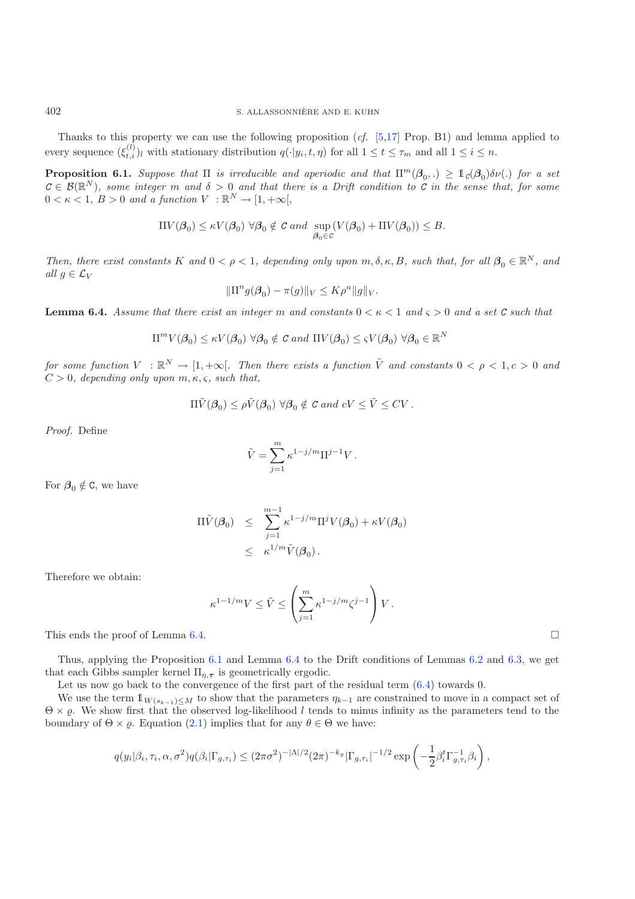Thanks to this property we can use the following proposition (*cf.* [5,17] Prop. B1) and lemma applied to every sequence $(\xi_{t,i}^{(l)})_l$ with stationary distribution $q(\cdot|y_i,t,\eta)$ for all $1 \le t \le \tau_m$ and all $1 \le i \le n$.

**Proposition 6.1.** *Suppose that* $\Pi$ *is irreducible and aperiodic and that* $\Pi^m(\boldsymbol{\beta}_0,.) \ge \mathbb{1}_{\mathcal{C}}(\boldsymbol{\beta}_0)\delta\nu(.)$ *for a set* $\mathcal{C} \in \mathcal{B}(\mathbb{R}^N)$*, some integer* $m$ *and* $\delta > 0$ *and that there is a Drift condition to* $\mathcal{C}$ *in the sense that, for some* $0 < \kappa < 1$*,* $B > 0$ *and a function* $V : \mathbb{R}^N \to [1, +\infty[$*,*

$$\Pi V(\boldsymbol{\beta}_0) \le \kappa V(\boldsymbol{\beta}_0) \ \forall \boldsymbol{\beta}_0 \notin \mathcal{C} \text{ and } \sup_{\boldsymbol{\beta}_0 \in \mathcal{C}} (V(\boldsymbol{\beta}_0) + \Pi V(\boldsymbol{\beta}_0)) \le B.$$

*Then, there exist constants* $K$ *and* $0 < \rho < 1$*, depending only upon* $m, \delta, \kappa, B$*, such that, for all* $\boldsymbol{\beta}_0 \in \mathbb{R}^N$*, and all* $g \in \mathcal{L}_V$

$$\|\Pi^n g(\boldsymbol{\beta}_0) - \pi(g)\|_V \le K\rho^n \|g\|_V.$$

**Lemma 6.4.** *Assume that there exist an integer* $m$ *and constants* $0 < \kappa < 1$ *and* $\varsigma > 0$ *and a set* $\mathcal{C}$ *such that*

$$\Pi^m V(\boldsymbol{\beta}_0) \le \kappa V(\boldsymbol{\beta}_0) \ \forall \boldsymbol{\beta}_0 \notin \mathcal{C} \text{ and } \Pi V(\boldsymbol{\beta}_0) \le \varsigma V(\boldsymbol{\beta}_0) \ \forall \boldsymbol{\beta}_0 \in \mathbb{R}^N$$

*for some function* $V : \mathbb{R}^N \to [1, +\infty[$*. Then there exists a function* $\tilde{V}$ *and constants* $0 < \rho < 1, c > 0$ *and* $C > 0$*, depending only upon* $m, \kappa, \varsigma$*, such that,*

$$\Pi \tilde{V}(\boldsymbol{\beta}_0) \le \rho \tilde{V}(\boldsymbol{\beta}_0) \ \forall \boldsymbol{\beta}_0 \notin \mathcal{C} \text{ and } cV \le \tilde{V} \le CV\,.$$

*Proof.* Define

$$\tilde{V} = \sum_{j=1}^{m} \kappa^{1-j/m} \Pi^{j-1} V\,.$$

For $\boldsymbol{\beta}_0 \notin \mathcal{C}$, we have

$$\begin{aligned}
\Pi \tilde{V}(\boldsymbol{\beta}_0) &\le \sum_{j=1}^{m-1} \kappa^{1-j/m} \Pi^j V(\boldsymbol{\beta}_0) + \kappa V(\boldsymbol{\beta}_0) \\
&\le \kappa^{1/m} \tilde{V}(\boldsymbol{\beta}_0)\,.
\end{aligned}$$

Therefore we obtain:

$$\kappa^{1-1/m} V \le \tilde{V} \le \left( \sum_{j=1}^{m} \kappa^{1-j/m} \varsigma^{j-1} \right) V\,.$$

This ends the proof of Lemma 6.4. □

Thus, applying the Proposition 6.1 and Lemma 6.4 to the Drift conditions of Lemmas 6.2 and 6.3, we get that each Gibbs sampler kernel $\Pi_{\eta,\boldsymbol{\tau}}$ is geometrically ergodic.

Let us now go back to the convergence of the first part of the residual term (6.4) towards 0.

We use the term $\mathbb{1}_{W(s_{k-1}) \le M}$ to show that the parameters $\eta_{k-1}$ are constrained to move in a compact set of $\Theta \times \varrho$. We show first that the observed log-likelihood $l$ tends to minus infinity as the parameters tend to the boundary of $\Theta \times \varrho$. Equation (2.1) implies that for any $\theta \in \Theta$ we have:

$$q(y_i|\beta_i, \tau_i, \alpha, \sigma^2) q(\beta_i|\Gamma_{g,\tau_i}) \le (2\pi\sigma^2)^{-|\Lambda|/2} (2\pi)^{-k_g} |\Gamma_{g,\tau_i}|^{-1/2} \exp\left( -\frac{1}{2} \beta_i^t \Gamma_{g,\tau_i}^{-1} \beta_i \right),$$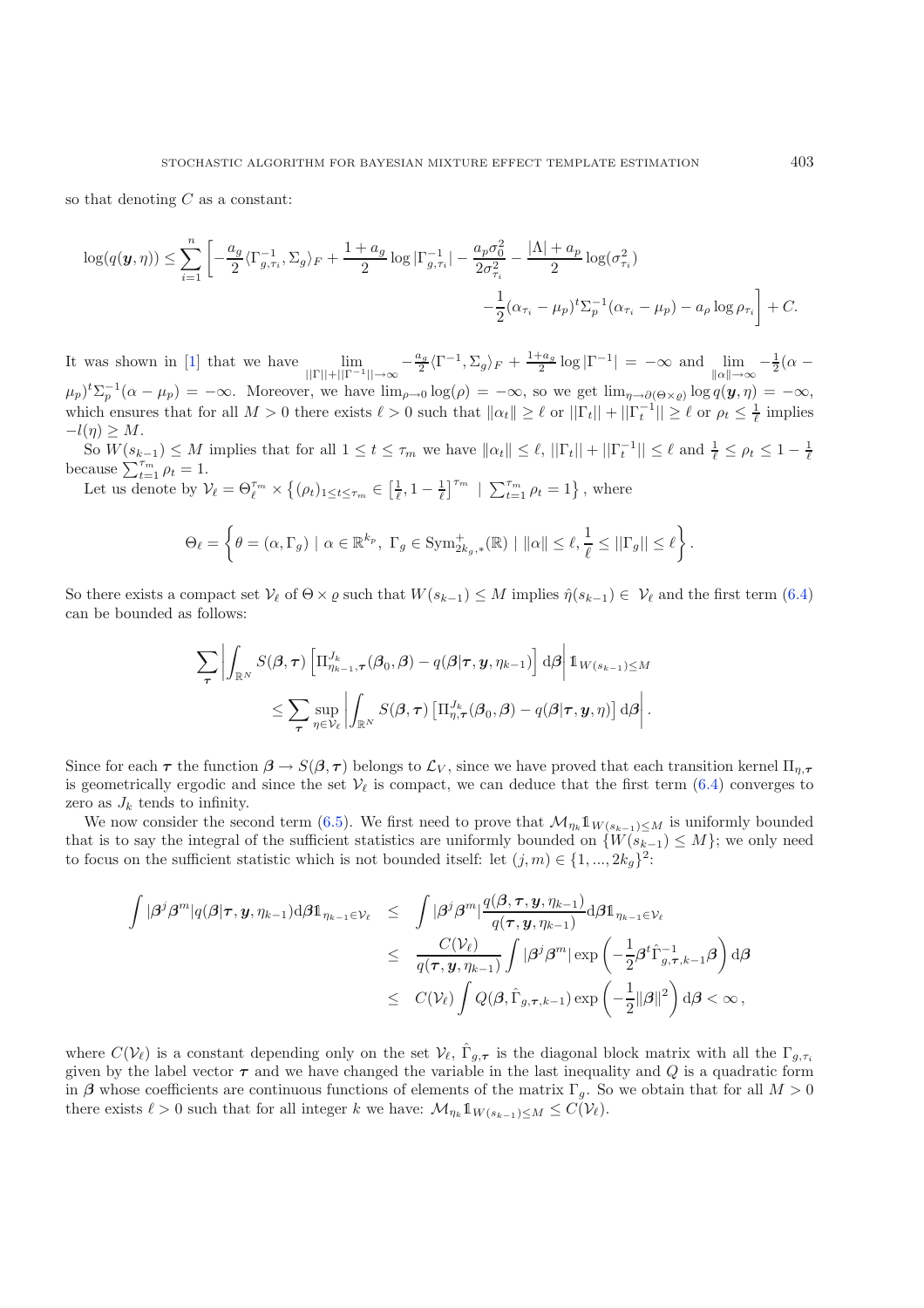so that denoting $C$ as a constant:

$$\log(q(\boldsymbol{y},\eta)) \leq \sum_{i=1}^{n}\left[-\frac{a_g}{2}\langle\Gamma_{g,\tau_i}^{-1},\Sigma_g\rangle_F + \frac{1+a_g}{2}\log|\Gamma_{g,\tau_i}^{-1}| - \frac{a_p\sigma_0^2}{2\sigma_{\tau_i}^2} - \frac{|\Lambda|+a_p}{2}\log(\sigma_{\tau_i}^2) - \frac{1}{2}(\alpha_{\tau_i}-\mu_p)^t\Sigma_p^{-1}(\alpha_{\tau_i}-\mu_p) - a_\rho\log\rho_{\tau_i}\right] + C.$$

It was shown in [1] that we have $\lim_{||\Gamma||+||\Gamma^{-1}||\to\infty} -\frac{a_g}{2}\langle\Gamma^{-1},\Sigma_g\rangle_F + \frac{1+a_g}{2}\log|\Gamma^{-1}| = -\infty$ and $\lim_{\|\alpha\|\to\infty} -\frac{1}{2}(\alpha-\mu_p)^t\Sigma_p^{-1}(\alpha-\mu_p) = -\infty$. Moreover, we have $\lim_{\rho\to 0}\log(\rho) = -\infty$, so we get $\lim_{\eta\to\partial(\Theta\times\varrho)}\log q(\boldsymbol{y},\eta) = -\infty$, which ensures that for all $M>0$ there exists $\ell>0$ such that $\|\alpha_t\|\geq\ell$ or $||\Gamma_t||+||\Gamma_t^{-1}||\geq\ell$ or $\rho_t\leq\frac{1}{\ell}$ implies $-l(\eta)\geq M$.

So $W(s_{k-1})\leq M$ implies that for all $1\leq t\leq\tau_m$ we have $\|\alpha_t\|\leq\ell$, $||\Gamma_t||+||\Gamma_t^{-1}||\leq\ell$ and $\frac{1}{\ell}\leq\rho_t\leq 1-\frac{1}{\ell}$ because $\sum_{t=1}^{\tau_m}\rho_t = 1$.

Let us denote by $\mathcal{V}_\ell = \Theta_\ell^{\tau_m}\times\left\{(\rho_t)_{1\leq t\leq\tau_m}\in\left[\frac{1}{\ell},1-\frac{1}{\ell}\right]^{\tau_m} \mid \sum_{t=1}^{\tau_m}\rho_t = 1\right\}$, where

$$\Theta_\ell = \left\{\theta = (\alpha,\Gamma_g) \mid \alpha\in\mathbb{R}^{k_p},\ \Gamma_g\in\mathrm{Sym}^+_{2k_g,*}(\mathbb{R}) \mid \|\alpha\|\leq\ell, \frac{1}{\ell}\leq||\Gamma_g||\leq\ell\right\}.$$

So there exists a compact set $\mathcal{V}_\ell$ of $\Theta\times\varrho$ such that $W(s_{k-1})\leq M$ implies $\hat{\eta}(s_{k-1})\in\mathcal{V}_\ell$ and the first term (6.4) can be bounded as follows:

$$\sum_{\boldsymbol{\tau}}\left|\int_{\mathbb{R}^N} S(\boldsymbol{\beta},\boldsymbol{\tau})\left[\Pi_{\eta_{k-1},\boldsymbol{\tau}}^{J_k}(\boldsymbol{\beta}_0,\boldsymbol{\beta}) - q(\boldsymbol{\beta}|\boldsymbol{\tau},\boldsymbol{y},\eta_{k-1})\right]\mathrm{d}\boldsymbol{\beta}\right|\mathbb{1}_{W(s_{k-1})\leq M} \leq \sum_{\boldsymbol{\tau}}\sup_{\eta\in\mathcal{V}_\ell}\left|\int_{\mathbb{R}^N} S(\boldsymbol{\beta},\boldsymbol{\tau})\left[\Pi_{\eta,\boldsymbol{\tau}}^{J_k}(\boldsymbol{\beta}_0,\boldsymbol{\beta}) - q(\boldsymbol{\beta}|\boldsymbol{\tau},\boldsymbol{y},\eta)\right]\mathrm{d}\boldsymbol{\beta}\right|.$$

Since for each $\boldsymbol{\tau}$ the function $\boldsymbol{\beta}\to S(\boldsymbol{\beta},\boldsymbol{\tau})$ belongs to $\mathcal{L}_V$, since we have proved that each transition kernel $\Pi_{\eta,\boldsymbol{\tau}}$ is geometrically ergodic and since the set $\mathcal{V}_\ell$ is compact, we can deduce that the first term (6.4) converges to zero as $J_k$ tends to infinity.

We now consider the second term (6.5). We first need to prove that $\mathcal{M}_{\eta_k}\mathbb{1}_{W(s_{k-1})\leq M}$ is uniformly bounded that is to say the integral of the sufficient statistics are uniformly bounded on $\{W(s_{k-1})\leq M\}$; we only need to focus on the sufficient statistic which is not bounded itself: let $(j,m)\in\{1,...,2k_g\}^2$:

$$\begin{aligned}
\int|\boldsymbol{\beta}^j\boldsymbol{\beta}^m| q(\boldsymbol{\beta}|\boldsymbol{\tau},\boldsymbol{y},\eta_{k-1})\mathrm{d}\boldsymbol{\beta}\mathbb{1}_{\eta_{k-1}\in\mathcal{V}_\ell} &\leq \int|\boldsymbol{\beta}^j\boldsymbol{\beta}^m|\frac{q(\boldsymbol{\beta},\boldsymbol{\tau},\boldsymbol{y},\eta_{k-1})}{q(\boldsymbol{\tau},\boldsymbol{y},\eta_{k-1})}\mathrm{d}\boldsymbol{\beta}\mathbb{1}_{\eta_{k-1}\in\mathcal{V}_\ell} \\
&\leq \frac{C(\mathcal{V}_\ell)}{q(\boldsymbol{\tau},\boldsymbol{y},\eta_{k-1})}\int|\boldsymbol{\beta}^j\boldsymbol{\beta}^m|\exp\left(-\frac{1}{2}\boldsymbol{\beta}^t\hat{\Gamma}_{g,\boldsymbol{\tau},k-1}^{-1}\boldsymbol{\beta}\right)\mathrm{d}\boldsymbol{\beta} \\
&\leq C(\mathcal{V}_\ell)\int Q(\boldsymbol{\beta},\hat{\Gamma}_{g,\boldsymbol{\tau},k-1})\exp\left(-\frac{1}{2}\|\boldsymbol{\beta}\|^2\right)\mathrm{d}\boldsymbol{\beta} < \infty\,,
\end{aligned}$$

where $C(\mathcal{V}_\ell)$ is a constant depending only on the set $\mathcal{V}_\ell$, $\hat{\Gamma}_{g,\boldsymbol{\tau}}$ is the diagonal block matrix with all the $\Gamma_{g,\tau_i}$ given by the label vector $\boldsymbol{\tau}$ and we have changed the variable in the last inequality and $Q$ is a quadratic form in $\boldsymbol{\beta}$ whose coefficients are continuous functions of elements of the matrix $\Gamma_g$. So we obtain that for all $M>0$ there exists $\ell>0$ such that for all integer $k$ we have: $\mathcal{M}_{\eta_k}\mathbb{1}_{W(s_{k-1})\leq M}\leq C(\mathcal{V}_\ell)$.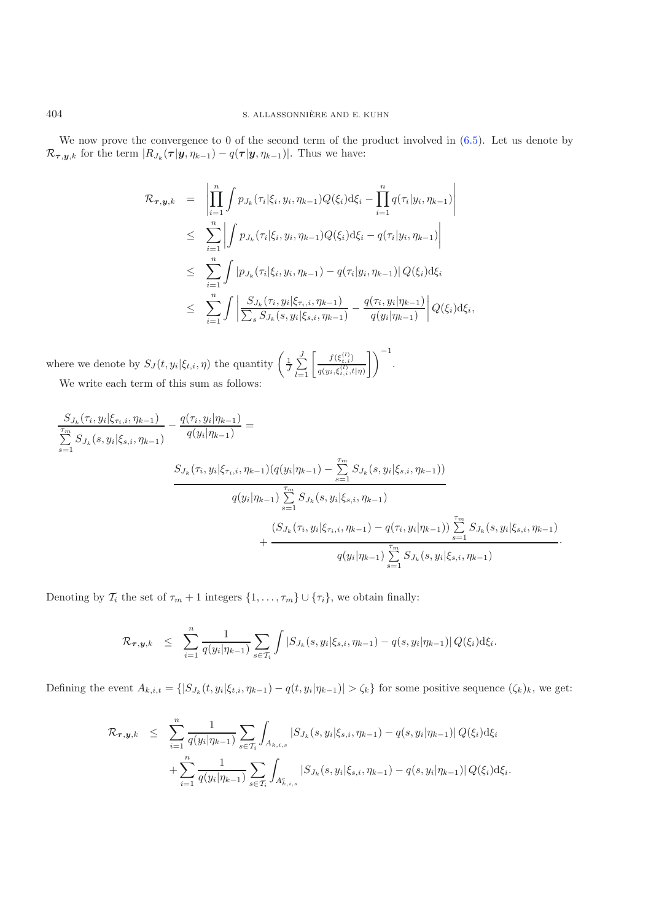We now prove the convergence to 0 of the second term of the product involved in (6.5). Let us denote by $\mathcal{R}_{\boldsymbol{\tau},\boldsymbol{y},k}$ for the term $|R_{J_k}(\boldsymbol{\tau}|\boldsymbol{y},\eta_{k-1}) - q(\boldsymbol{\tau}|\boldsymbol{y},\eta_{k-1})|$. Thus we have:

$$
\begin{aligned}
\mathcal{R}_{\boldsymbol{\tau},\boldsymbol{y},k} &= \left|\prod_{i=1}^{n}\int p_{J_k}(\tau_i|\xi_i,y_i,\eta_{k-1})Q(\xi_i)\mathrm{d}\xi_i - \prod_{i=1}^{n} q(\tau_i|y_i,\eta_{k-1})\right| \\
&\leq \sum_{i=1}^{n}\left|\int p_{J_k}(\tau_i|\xi_i,y_i,\eta_{k-1})Q(\xi_i)\mathrm{d}\xi_i - q(\tau_i|y_i,\eta_{k-1})\right| \\
&\leq \sum_{i=1}^{n}\int \left|p_{J_k}(\tau_i|\xi_i,y_i,\eta_{k-1}) - q(\tau_i|y_i,\eta_{k-1})\right| Q(\xi_i)\mathrm{d}\xi_i \\
&\leq \sum_{i=1}^{n}\int \left|\frac{S_{J_k}(\tau_i,y_i|\xi_{\tau_i,i},\eta_{k-1})}{\sum_s S_{J_k}(s,y_i|\xi_{s,i},\eta_{k-1})} - \frac{q(\tau_i,y_i|\eta_{k-1})}{q(y_i|\eta_{k-1})}\right| Q(\xi_i)\mathrm{d}\xi_i,
\end{aligned}
$$

where we denote by $S_J(t,y_i|\xi_{t,i},\eta)$ the quantity $\left(\frac{1}{J}\sum_{l=1}^{J}\left[\frac{f(\xi_{t,i}^{(l)})}{q(y_i,\xi_{t,i}^{(l)},t|\eta)}\right]\right)^{-1}$.

We write each term of this sum as follows:

$$
\begin{aligned}
&\frac{S_{J_k}(\tau_i,y_i|\xi_{\tau_i,i},\eta_{k-1})}{\sum_{s=1}^{\tau_m} S_{J_k}(s,y_i|\xi_{s,i},\eta_{k-1})} - \frac{q(\tau_i,y_i|\eta_{k-1})}{q(y_i|\eta_{k-1})} = \\
&\qquad \frac{S_{J_k}(\tau_i,y_i|\xi_{\tau_i,i},\eta_{k-1})\left(q(y_i|\eta_{k-1}) - \sum_{s=1}^{\tau_m} S_{J_k}(s,y_i|\xi_{s,i},\eta_{k-1})\right)}{q(y_i|\eta_{k-1})\sum_{s=1}^{\tau_m} S_{J_k}(s,y_i|\xi_{s,i},\eta_{k-1})} \\
&\qquad\qquad + \frac{\left(S_{J_k}(\tau_i,y_i|\xi_{\tau_i,i},\eta_{k-1}) - q(\tau_i,y_i|\eta_{k-1})\right)\sum_{s=1}^{\tau_m} S_{J_k}(s,y_i|\xi_{s,i},\eta_{k-1})}{q(y_i|\eta_{k-1})\sum_{s=1}^{\tau_m} S_{J_k}(s,y_i|\xi_{s,i},\eta_{k-1})}.
\end{aligned}
$$

Denoting by $\mathcal{T}_i$ the set of $\tau_m + 1$ integers $\{1,\ldots,\tau_m\}\cup\{\tau_i\}$, we obtain finally:

$$
\mathcal{R}_{\boldsymbol{\tau},\boldsymbol{y},k} \leq \sum_{i=1}^{n}\frac{1}{q(y_i|\eta_{k-1})}\sum_{s\in\mathcal{T}_i}\int \left|S_{J_k}(s,y_i|\xi_{s,i},\eta_{k-1}) - q(s,y_i|\eta_{k-1})\right| Q(\xi_i)\mathrm{d}\xi_i.
$$

Defining the event $A_{k,i,t} = \{|S_{J_k}(t,y_i|\xi_{t,i},\eta_{k-1}) - q(t,y_i|\eta_{k-1})| > \zeta_k\}$ for some positive sequence $(\zeta_k)_k$, we get:

$$
\begin{aligned}
\mathcal{R}_{\boldsymbol{\tau},\boldsymbol{y},k} \leq{}& \sum_{i=1}^{n}\frac{1}{q(y_i|\eta_{k-1})}\sum_{s\in\mathcal{T}_i}\int_{A_{k,i,s}} \left|S_{J_k}(s,y_i|\xi_{s,i},\eta_{k-1}) - q(s,y_i|\eta_{k-1})\right| Q(\xi_i)\mathrm{d}\xi_i \\
&+ \sum_{i=1}^{n}\frac{1}{q(y_i|\eta_{k-1})}\sum_{s\in\mathcal{T}_i}\int_{A_{k,i,s}^{c}} \left|S_{J_k}(s,y_i|\xi_{s,i},\eta_{k-1}) - q(s,y_i|\eta_{k-1})\right| Q(\xi_i)\mathrm{d}\xi_i.
\end{aligned}
$$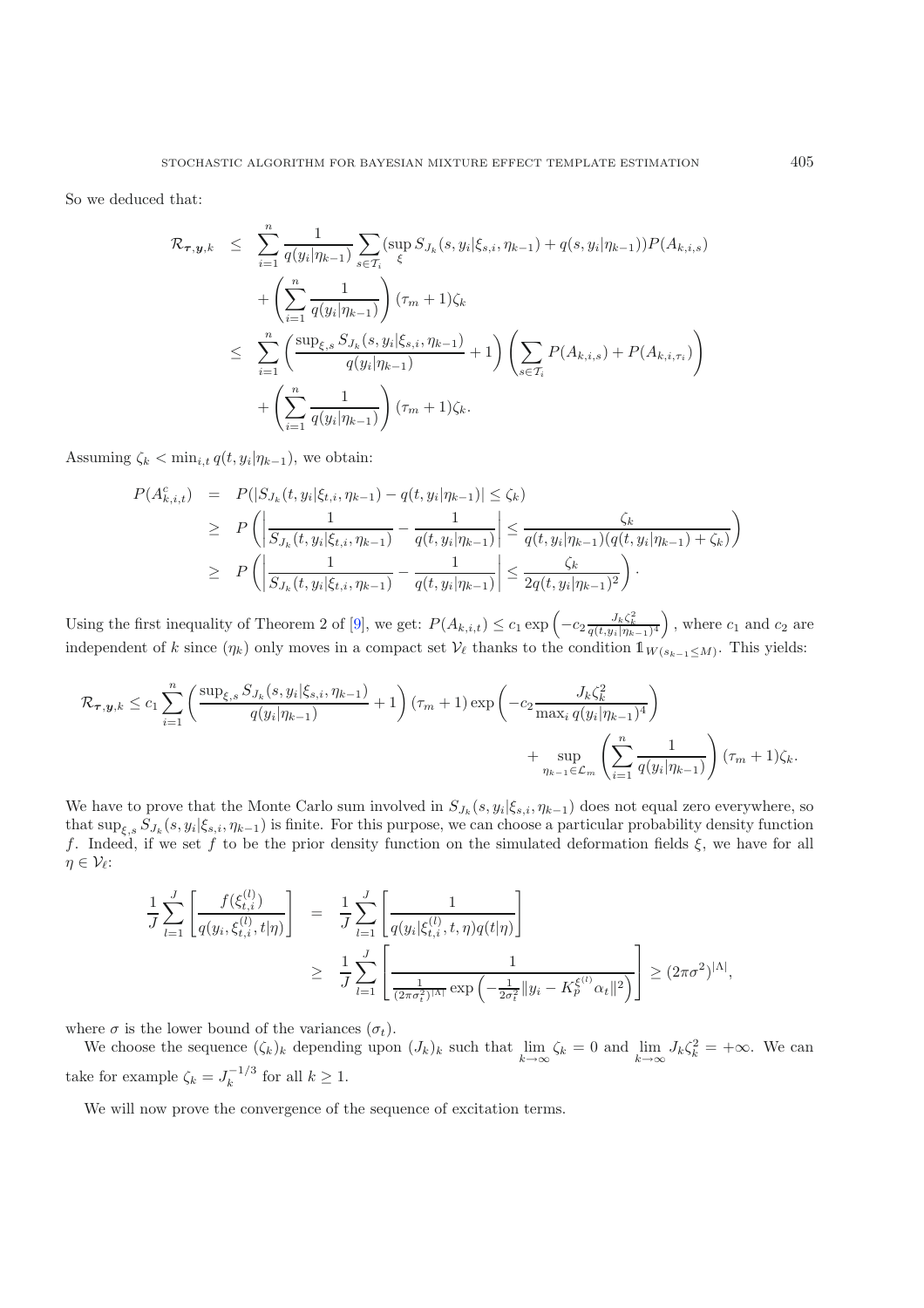So we deduced that:

$$
\begin{aligned}
\mathcal{R}_{\boldsymbol{\tau},\boldsymbol{y},k} &\leq \sum_{i=1}^{n} \frac{1}{q(y_i|\eta_{k-1})} \sum_{s\in\mathcal{T}_i} (\sup_{\xi} S_{J_k}(s,y_i|\xi_{s,i},\eta_{k-1}) + q(s,y_i|\eta_{k-1})) P(A_{k,i,s}) \\
&\quad + \left(\sum_{i=1}^{n} \frac{1}{q(y_i|\eta_{k-1})}\right)(\tau_m+1)\zeta_k \\
&\leq \sum_{i=1}^{n} \left(\frac{\sup_{\xi,s} S_{J_k}(s,y_i|\xi_{s,i},\eta_{k-1})}{q(y_i|\eta_{k-1})} + 1\right)\left(\sum_{s\in\mathcal{T}_i} P(A_{k,i,s}) + P(A_{k,i,\tau_i})\right) \\
&\quad + \left(\sum_{i=1}^{n} \frac{1}{q(y_i|\eta_{k-1})}\right)(\tau_m+1)\zeta_k.
\end{aligned}
$$

Assuming $\zeta_k < \min_{i,t} q(t,y_i|\eta_{k-1})$, we obtain:

$$
\begin{aligned}
P(A^c_{k,i,t}) &= P(|S_{J_k}(t,y_i|\xi_{t,i},\eta_{k-1}) - q(t,y_i|\eta_{k-1})| \leq \zeta_k) \\
&\geq P\left(\left|\frac{1}{S_{J_k}(t,y_i|\xi_{t,i},\eta_{k-1})} - \frac{1}{q(t,y_i|\eta_{k-1})}\right| \leq \frac{\zeta_k}{q(t,y_i|\eta_{k-1})(q(t,y_i|\eta_{k-1})+\zeta_k)}\right) \\
&\geq P\left(\left|\frac{1}{S_{J_k}(t,y_i|\xi_{t,i},\eta_{k-1})} - \frac{1}{q(t,y_i|\eta_{k-1})}\right| \leq \frac{\zeta_k}{2q(t,y_i|\eta_{k-1})^2}\right).
\end{aligned}
$$

Using the first inequality of Theorem 2 of [9], we get: $P(A_{k,i,t}) \leq c_1 \exp\left(-c_2 \frac{J_k\zeta_k^2}{q(t,y_i|\eta_{k-1})^4}\right)$, where $c_1$ and $c_2$ are independent of $k$ since $(\eta_k)$ only moves in a compact set $\mathcal{V}_\ell$ thanks to the condition $\mathbb{1}_{W(s_{k-1}\leq M)}$. This yields:

$$
\mathcal{R}_{\boldsymbol{\tau},\boldsymbol{y},k} \leq c_1 \sum_{i=1}^{n} \left(\frac{\sup_{\xi,s} S_{J_k}(s,y_i|\xi_{s,i},\eta_{k-1})}{q(y_i|\eta_{k-1})} + 1\right)(\tau_m+1)\exp\left(-c_2\frac{J_k\zeta_k^2}{\max_i q(y_i|\eta_{k-1})^4}\right) + \sup_{\eta_{k-1}\in\mathcal{L}_m}\left(\sum_{i=1}^{n}\frac{1}{q(y_i|\eta_{k-1})}\right)(\tau_m+1)\zeta_k.
$$

We have to prove that the Monte Carlo sum involved in $S_{J_k}(s,y_i|\xi_{s,i},\eta_{k-1})$ does not equal zero everywhere, so that $\sup_{\xi,s} S_{J_k}(s,y_i|\xi_{s,i},\eta_{k-1})$ is finite. For this purpose, we can choose a particular probability density function $f$. Indeed, if we set $f$ to be the prior density function on the simulated deformation fields $\xi$, we have for all $\eta \in \mathcal{V}_\ell$:

$$
\begin{aligned}
\frac{1}{J}\sum_{l=1}^{J}\left[\frac{f(\xi_{t,i}^{(l)})}{q(y_i,\xi_{t,i}^{(l)},t|\eta)}\right] &= \frac{1}{J}\sum_{l=1}^{J}\left[\frac{1}{q(y_i|\xi_{t,i}^{(l)},t,\eta)q(t|\eta)}\right] \\
&\geq \frac{1}{J}\sum_{l=1}^{J}\left[\frac{1}{\frac{1}{(2\pi\sigma_t^2)^{|\Lambda|}}\exp\left(-\frac{1}{2\sigma_t^2}\|y_i - K_p^{\xi^{(l)}}\alpha_t\|^2\right)}\right] \geq (2\pi\sigma^2)^{|\Lambda|},
\end{aligned}
$$

where $\sigma$ is the lower bound of the variances $(\sigma_t)$.

We choose the sequence $(\zeta_k)_k$ depending upon $(J_k)_k$ such that $\lim_{k\to\infty}\zeta_k = 0$ and $\lim_{k\to\infty} J_k\zeta_k^2 = +\infty$. We can take for example $\zeta_k = J_k^{-1/3}$ for all $k \geq 1$.

We will now prove the convergence of the sequence of excitation terms.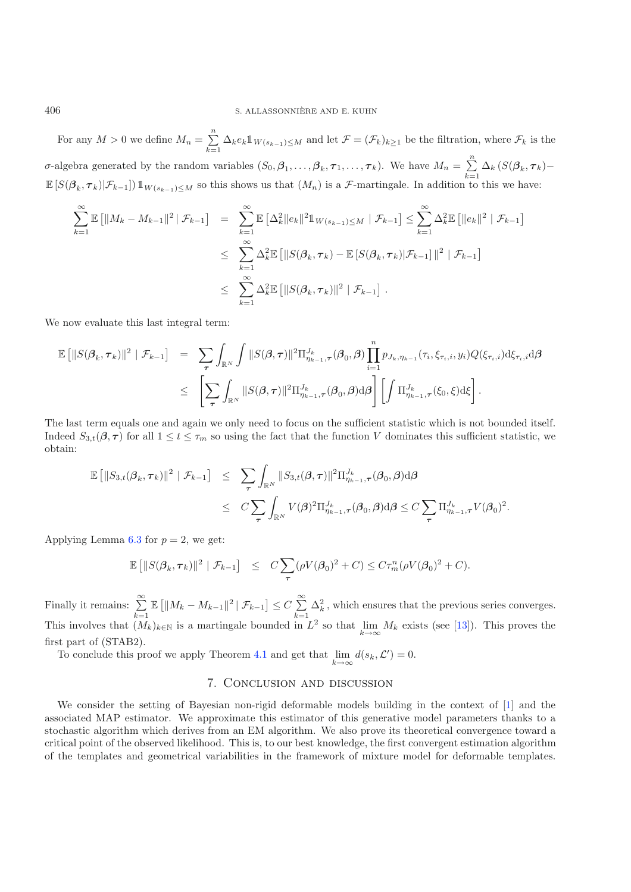For any $M > 0$ we define $M_n = \sum_{k=1}^{n} \Delta_k e_k \mathbb{1}_{W(s_{k-1}) \leq M}$ and let $\mathcal{F} = (\mathcal{F}_k)_{k\geq 1}$ be the filtration, where $\mathcal{F}_k$ is the $\sigma$-algebra generated by the random variables $(S_0, \boldsymbol{\beta}_1, \ldots, \boldsymbol{\beta}_k, \boldsymbol{\tau}_1, \ldots, \boldsymbol{\tau}_k)$. We have $M_n = \sum_{k=1}^{n} \Delta_k \left(S(\boldsymbol{\beta}_k, \boldsymbol{\tau}_k) - \mathbb{E}\left[S(\boldsymbol{\beta}_k, \boldsymbol{\tau}_k) | \mathcal{F}_{k-1}\right]\right) \mathbb{1}_{W(s_{k-1}) \leq M}$ so this shows us that $(M_n)$ is a $\mathcal{F}$-martingale. In addition to this we have:

$$
\begin{aligned}
\sum_{k=1}^{\infty} \mathbb{E}\left[\|M_k - M_{k-1}\|^2 \mid \mathcal{F}_{k-1}\right] &= \sum_{k=1}^{\infty} \mathbb{E}\left[\Delta_k^2 \|e_k\|^2 \mathbb{1}_{W(s_{k-1}) \leq M} \mid \mathcal{F}_{k-1}\right] \leq \sum_{k=1}^{\infty} \Delta_k^2 \mathbb{E}\left[\|e_k\|^2 \mid \mathcal{F}_{k-1}\right] \\
&\leq \sum_{k=1}^{\infty} \Delta_k^2 \mathbb{E}\left[\|S(\boldsymbol{\beta}_k, \boldsymbol{\tau}_k) - \mathbb{E}\left[S(\boldsymbol{\beta}_k, \boldsymbol{\tau}_k) | \mathcal{F}_{k-1}\right]\|^2 \mid \mathcal{F}_{k-1}\right] \\
&\leq \sum_{k=1}^{\infty} \Delta_k^2 \mathbb{E}\left[\|S(\boldsymbol{\beta}_k, \boldsymbol{\tau}_k)\|^2 \mid \mathcal{F}_{k-1}\right].
\end{aligned}
$$

We now evaluate this last integral term:

$$
\begin{aligned}
\mathbb{E}\left[\|S(\boldsymbol{\beta}_k, \boldsymbol{\tau}_k)\|^2 \mid \mathcal{F}_{k-1}\right] &= \sum_{\boldsymbol{\tau}} \int_{\mathbb{R}^N} \int \|S(\boldsymbol{\beta}, \boldsymbol{\tau})\|^2 \Pi^{J_k}_{\eta_{k-1}, \boldsymbol{\tau}}(\boldsymbol{\beta}_0, \boldsymbol{\beta}) \prod_{i=1}^{n} p_{J_k, \eta_{k-1}}(\tau_i, \xi_{\tau_i, i}, y_i) Q(\xi_{\tau_i, i}) \mathrm{d}\xi_{\tau_i, i} \mathrm{d}\boldsymbol{\beta} \\
&\leq \left[\sum_{\boldsymbol{\tau}} \int_{\mathbb{R}^N} \|S(\boldsymbol{\beta}, \boldsymbol{\tau})\|^2 \Pi^{J_k}_{\eta_{k-1}, \boldsymbol{\tau}}(\boldsymbol{\beta}_0, \boldsymbol{\beta}) \mathrm{d}\boldsymbol{\beta}\right] \left[\int \Pi^{J_k}_{\eta_{k-1}, \boldsymbol{\tau}}(\xi_0, \xi) \mathrm{d}\xi\right].
\end{aligned}
$$

The last term equals one and again we only need to focus on the sufficient statistic which is not bounded itself. Indeed $S_{3,t}(\boldsymbol{\beta}, \boldsymbol{\tau})$ for all $1 \leq t \leq \tau_m$ so using the fact that the function $V$ dominates this sufficient statistic, we obtain:

$$
\begin{aligned}
\mathbb{E}\left[\|S_{3,t}(\boldsymbol{\beta}_k, \boldsymbol{\tau}_k)\|^2 \mid \mathcal{F}_{k-1}\right] &\leq \sum_{\boldsymbol{\tau}} \int_{\mathbb{R}^N} \|S_{3,t}(\boldsymbol{\beta}, \boldsymbol{\tau})\|^2 \Pi^{J_k}_{\eta_{k-1}, \boldsymbol{\tau}}(\boldsymbol{\beta}_0, \boldsymbol{\beta}) \mathrm{d}\boldsymbol{\beta} \\
&\leq C \sum_{\boldsymbol{\tau}} \int_{\mathbb{R}^N} V(\boldsymbol{\beta})^2 \Pi^{J_k}_{\eta_{k-1}, \boldsymbol{\tau}}(\boldsymbol{\beta}_0, \boldsymbol{\beta}) \mathrm{d}\boldsymbol{\beta} \leq C \sum_{\boldsymbol{\tau}} \Pi^{J_k}_{\eta_{k-1}, \boldsymbol{\tau}} V(\boldsymbol{\beta}_0)^2.
\end{aligned}
$$

Applying Lemma 6.3 for $p = 2$, we get:

$$
\mathbb{E}\left[\|S(\boldsymbol{\beta}_k, \boldsymbol{\tau}_k)\|^2 \mid \mathcal{F}_{k-1}\right] \leq C \sum_{\boldsymbol{\tau}} (\rho V(\boldsymbol{\beta}_0)^2 + C) \leq C \tau_m^n (\rho V(\boldsymbol{\beta}_0)^2 + C).
$$

Finally it remains: $\sum_{k=1}^{\infty} \mathbb{E}\left[\|M_k - M_{k-1}\|^2 \mid \mathcal{F}_{k-1}\right] \leq C \sum_{k=1}^{\infty} \Delta_k^2$, which ensures that the previous series converges. This involves that $(M_k)_{k\in\mathbb{N}}$ is a martingale bounded in $L^2$ so that $\lim_{k\to\infty} M_k$ exists (see [13]). This proves the first part of (STAB2).

To conclude this proof we apply Theorem 4.1 and get that $\lim_{k\to\infty} d(s_k, \mathcal{L}') = 0$.

## 7. Conclusion and discussion

We consider the setting of Bayesian non-rigid deformable models building in the context of [1] and the associated MAP estimator. We approximate this estimator of this generative model parameters thanks to a stochastic algorithm which derives from an EM algorithm. We also prove its theoretical convergence toward a critical point of the observed likelihood. This is, to our best knowledge, the first convergent estimation algorithm of the templates and geometrical variabilities in the framework of mixture model for deformable templates.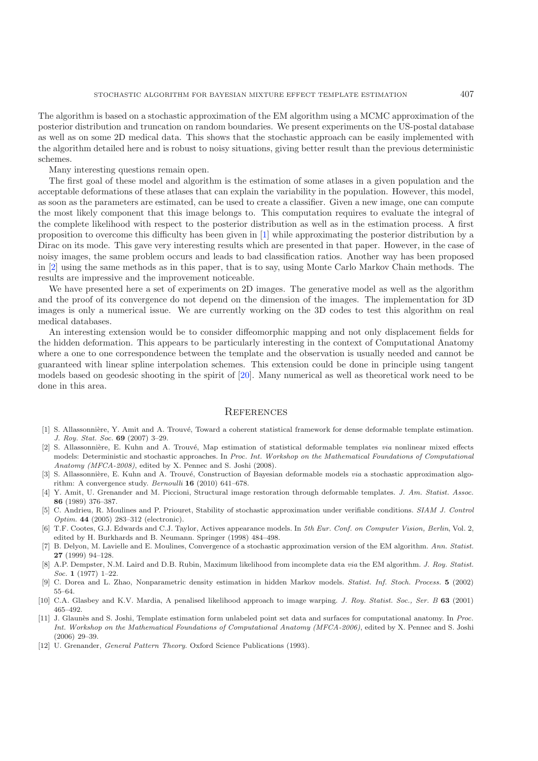The algorithm is based on a stochastic approximation of the EM algorithm using a MCMC approximation of the posterior distribution and truncation on random boundaries. We present experiments on the US-postal database as well as on some 2D medical data. This shows that the stochastic approach can be easily implemented with the algorithm detailed here and is robust to noisy situations, giving better result than the previous deterministic schemes.

Many interesting questions remain open.

The first goal of these model and algorithm is the estimation of some atlases in a given population and the acceptable deformations of these atlases that can explain the variability in the population. However, this model, as soon as the parameters are estimated, can be used to create a classifier. Given a new image, one can compute the most likely component that this image belongs to. This computation requires to evaluate the integral of the complete likelihood with respect to the posterior distribution as well as in the estimation process. A first proposition to overcome this difficulty has been given in [1] while approximating the posterior distribution by a Dirac on its mode. This gave very interesting results which are presented in that paper. However, in the case of noisy images, the same problem occurs and leads to bad classification ratios. Another way has been proposed in [2] using the same methods as in this paper, that is to say, using Monte Carlo Markov Chain methods. The results are impressive and the improvement noticeable.

We have presented here a set of experiments on 2D images. The generative model as well as the algorithm and the proof of its convergence do not depend on the dimension of the images. The implementation for 3D images is only a numerical issue. We are currently working on the 3D codes to test this algorithm on real medical databases.

An interesting extension would be to consider diffeomorphic mapping and not only displacement fields for the hidden deformation. This appears to be particularly interesting in the context of Computational Anatomy where a one to one correspondence between the template and the observation is usually needed and cannot be guaranteed with linear spline interpolation schemes. This extension could be done in principle using tangent models based on geodesic shooting in the spirit of [20]. Many numerical as well as theoretical work need to be done in this area.

## References

[1] S. Allassonnière, Y. Amit and A. Trouvé, Toward a coherent statistical framework for dense deformable template estimation. *J. Roy. Stat. Soc.* **69** (2007) 3–29.

[2] S. Allassonnière, E. Kuhn and A. Trouvé, Map estimation of statistical deformable templates *via* nonlinear mixed effects models: Deterministic and stochastic approaches. In *Proc. Int. Workshop on the Mathematical Foundations of Computational Anatomy (MFCA-2008)*, edited by X. Pennec and S. Joshi (2008).

[3] S. Allassonnière, E. Kuhn and A. Trouvé, Construction of Bayesian deformable models *via* a stochastic approximation algorithm: A convergence study. *Bernoulli* **16** (2010) 641–678.

[4] Y. Amit, U. Grenander and M. Piccioni, Structural image restoration through deformable templates. *J. Am. Statist. Assoc.* **86** (1989) 376–387.

[5] C. Andrieu, R. Moulines and P. Priouret, Stability of stochastic approximation under verifiable conditions. *SIAM J. Control Optim.* **44** (2005) 283–312 (electronic).

[6] T.F. Cootes, G.J. Edwards and C.J. Taylor, Actives appearance models. In *5th Eur. Conf. on Computer Vision, Berlin*, Vol. 2, edited by H. Burkhards and B. Neumann. Springer (1998) 484–498.

[7] B. Delyon, M. Lavielle and E. Moulines, Convergence of a stochastic approximation version of the EM algorithm. *Ann. Statist.* **27** (1999) 94–128.

[8] A.P. Dempster, N.M. Laird and D.B. Rubin, Maximum likelihood from incomplete data *via* the EM algorithm. *J. Roy. Statist. Soc.* **1** (1977) 1–22.

[9] C. Dorea and L. Zhao, Nonparametric density estimation in hidden Markov models. *Statist. Inf. Stoch. Process.* **5** (2002) 55–64.

[10] C.A. Glasbey and K.V. Mardia, A penalised likelihood approach to image warping. *J. Roy. Statist. Soc., Ser. B* **63** (2001) 465–492.

[11] J. Glaunès and S. Joshi, Template estimation form unlabeled point set data and surfaces for computational anatomy. In *Proc. Int. Workshop on the Mathematical Foundations of Computational Anatomy (MFCA-2006)*, edited by X. Pennec and S. Joshi (2006) 29–39.

[12] U. Grenander, *General Pattern Theory.* Oxford Science Publications (1993).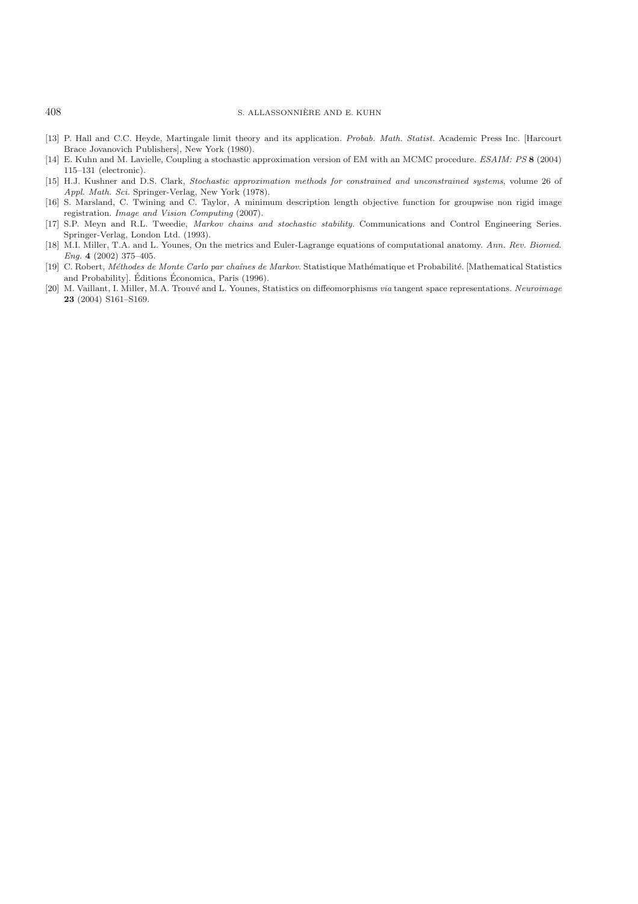[13] P. Hall and C.C. Heyde, Martingale limit theory and its application. *Probab. Math. Statist.* Academic Press Inc. [Harcourt Brace Jovanovich Publishers], New York (1980).

[14] E. Kuhn and M. Lavielle, Coupling a stochastic approximation version of EM with an MCMC procedure. *ESAIM: PS* **8** (2004) 115–131 (electronic).

[15] H.J. Kushner and D.S. Clark, *Stochastic approximation methods for constrained and unconstrained systems*, volume 26 of *Appl. Math. Sci.* Springer-Verlag, New York (1978).

[16] S. Marsland, C. Twining and C. Taylor, A minimum description length objective function for groupwise non rigid image registration. *Image and Vision Computing* (2007).

[17] S.P. Meyn and R.L. Tweedie, *Markov chains and stochastic stability*. Communications and Control Engineering Series. Springer-Verlag, London Ltd. (1993).

[18] M.I. Miller, T.A. and L. Younes, On the metrics and Euler-Lagrange equations of computational anatomy. *Ann. Rev. Biomed. Eng.* **4** (2002) 375–405.

[19] C. Robert, *Méthodes de Monte Carlo par chaînes de Markov*. Statistique Mathématique et Probabilité. [Mathematical Statistics and Probability]. Éditions Économica, Paris (1996).

[20] M. Vaillant, I. Miller, M.A. Trouvé and L. Younes, Statistics on diffeomorphisms *via* tangent space representations. *Neuroimage* **23** (2004) S161–S169.